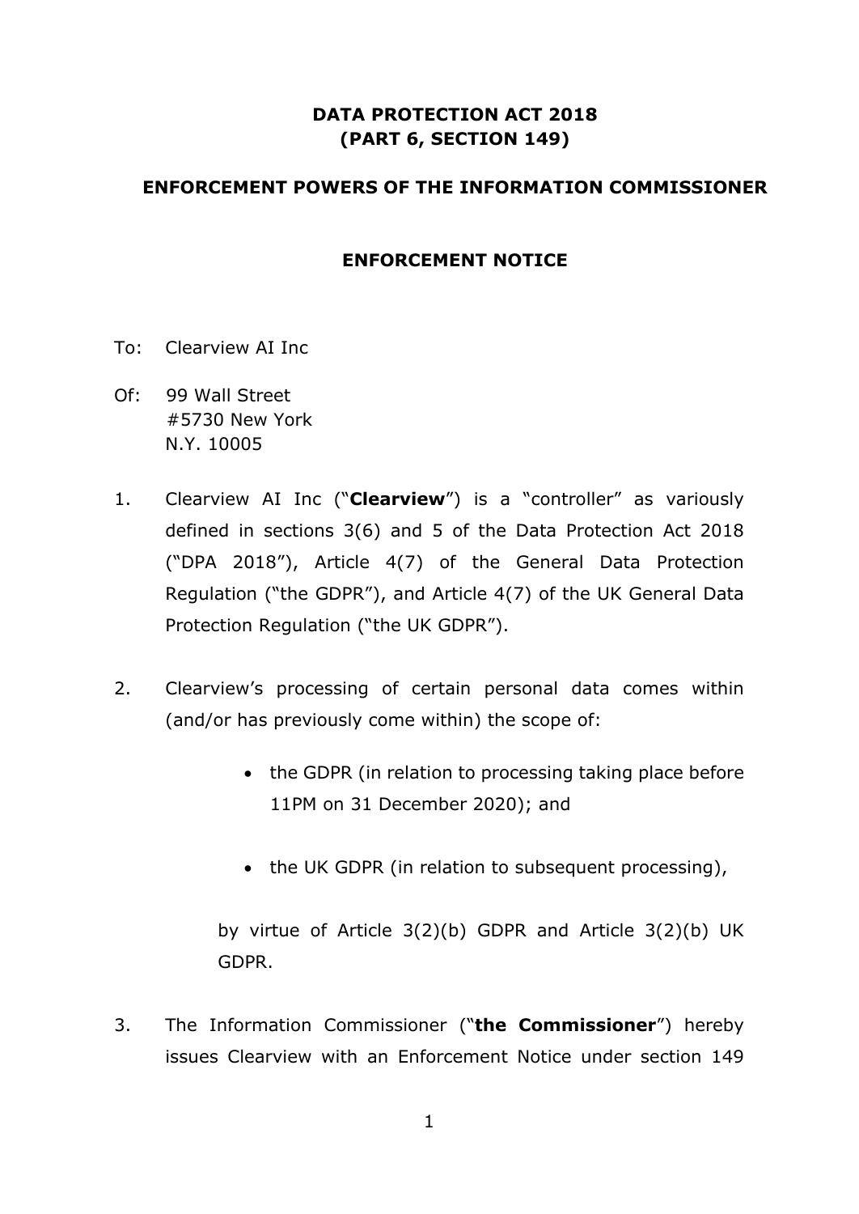# DATA PROTECTION ACT 2018
# (PART 6, SECTION 149)

## ENFORCEMENT POWERS OF THE INFORMATION COMMISSIONER

## ENFORCEMENT NOTICE

To: Clearview AI Inc

Of: 99 Wall Street
#5730 New York
N.Y. 10005

1. Clearview AI Inc ("**Clearview**") is a "controller" as variously defined in sections 3(6) and 5 of the Data Protection Act 2018 ("DPA 2018"), Article 4(7) of the General Data Protection Regulation ("the GDPR"), and Article 4(7) of the UK General Data Protection Regulation ("the UK GDPR").

2. Clearview's processing of certain personal data comes within (and/or has previously come within) the scope of:

    - the GDPR (in relation to processing taking place before 11PM on 31 December 2020); and
    - the UK GDPR (in relation to subsequent processing),

    by virtue of Article 3(2)(b) GDPR and Article 3(2)(b) UK GDPR.

3. The Information Commissioner ("**the Commissioner**") hereby issues Clearview with an Enforcement Notice under section 149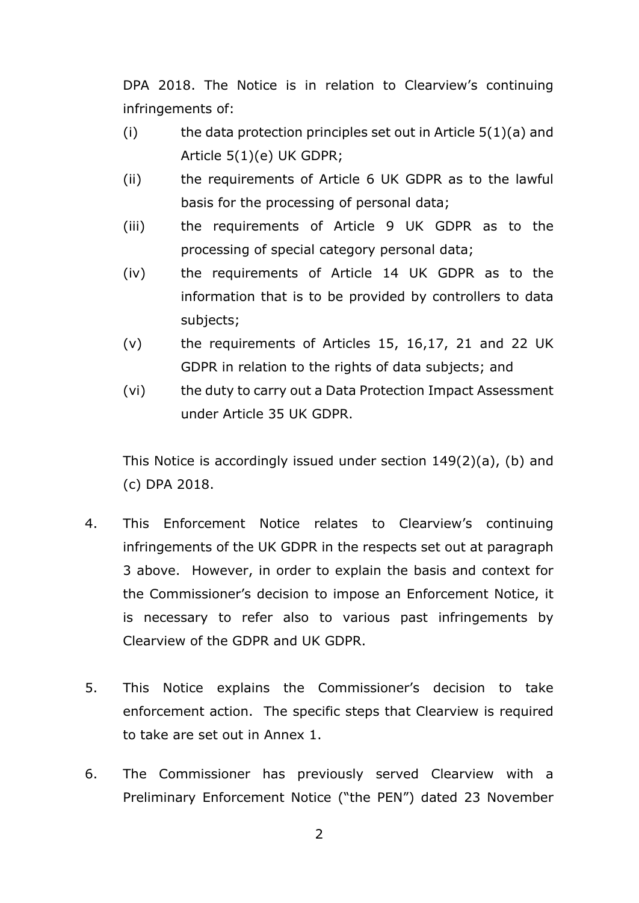DPA 2018. The Notice is in relation to Clearview's continuing infringements of:

(i) the data protection principles set out in Article 5(1)(a) and Article 5(1)(e) UK GDPR;

(ii) the requirements of Article 6 UK GDPR as to the lawful basis for the processing of personal data;

(iii) the requirements of Article 9 UK GDPR as to the processing of special category personal data;

(iv) the requirements of Article 14 UK GDPR as to the information that is to be provided by controllers to data subjects;

(v) the requirements of Articles 15, 16,17, 21 and 22 UK GDPR in relation to the rights of data subjects; and

(vi) the duty to carry out a Data Protection Impact Assessment under Article 35 UK GDPR.

This Notice is accordingly issued under section 149(2)(a), (b) and (c) DPA 2018.

4. This Enforcement Notice relates to Clearview's continuing infringements of the UK GDPR in the respects set out at paragraph 3 above. However, in order to explain the basis and context for the Commissioner's decision to impose an Enforcement Notice, it is necessary to refer also to various past infringements by Clearview of the GDPR and UK GDPR.

5. This Notice explains the Commissioner's decision to take enforcement action. The specific steps that Clearview is required to take are set out in Annex 1.

6. The Commissioner has previously served Clearview with a Preliminary Enforcement Notice ("the PEN") dated 23 November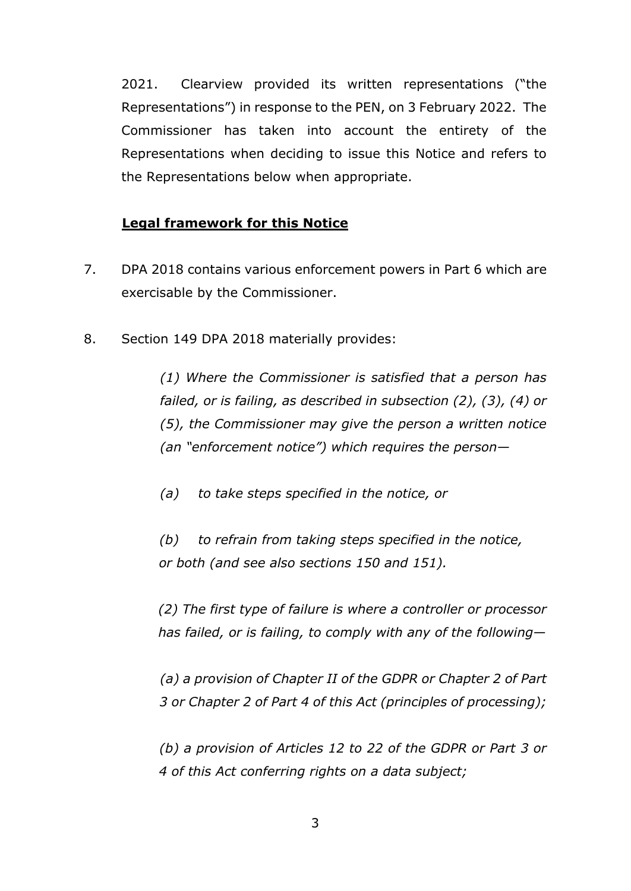2021. Clearview provided its written representations ("the Representations") in response to the PEN, on 3 February 2022. The Commissioner has taken into account the entirety of the Representations when deciding to issue this Notice and refers to the Representations below when appropriate.

## **Legal framework for this Notice**

7. DPA 2018 contains various enforcement powers in Part 6 which are exercisable by the Commissioner.

8. Section 149 DPA 2018 materially provides:

   *(1) Where the Commissioner is satisfied that a person has failed, or is failing, as described in subsection (2), (3), (4) or (5), the Commissioner may give the person a written notice (an "enforcement notice") which requires the person—*

   *(a) to take steps specified in the notice, or*

   *(b) to refrain from taking steps specified in the notice, or both (and see also sections 150 and 151).*

   *(2) The first type of failure is where a controller or processor has failed, or is failing, to comply with any of the following—*

   *(a) a provision of Chapter II of the GDPR or Chapter 2 of Part 3 or Chapter 2 of Part 4 of this Act (principles of processing);*

   *(b) a provision of Articles 12 to 22 of the GDPR or Part 3 or 4 of this Act conferring rights on a data subject;*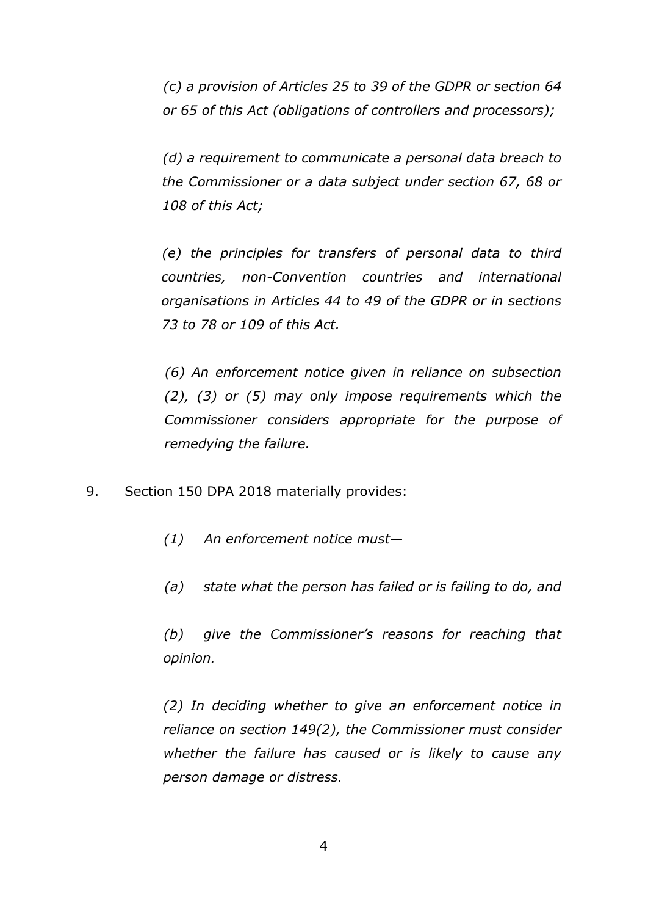*(c) a provision of Articles 25 to 39 of the GDPR or section 64 or 65 of this Act (obligations of controllers and processors);*

*(d) a requirement to communicate a personal data breach to the Commissioner or a data subject under section 67, 68 or 108 of this Act;*

*(e) the principles for transfers of personal data to third countries, non-Convention countries and international organisations in Articles 44 to 49 of the GDPR or in sections 73 to 78 or 109 of this Act.*

*(6) An enforcement notice given in reliance on subsection (2), (3) or (5) may only impose requirements which the Commissioner considers appropriate for the purpose of remedying the failure.*

9. Section 150 DPA 2018 materially provides:

*(1) An enforcement notice must—*

*(a) state what the person has failed or is failing to do, and*

*(b) give the Commissioner's reasons for reaching that opinion.*

*(2) In deciding whether to give an enforcement notice in reliance on section 149(2), the Commissioner must consider whether the failure has caused or is likely to cause any person damage or distress.*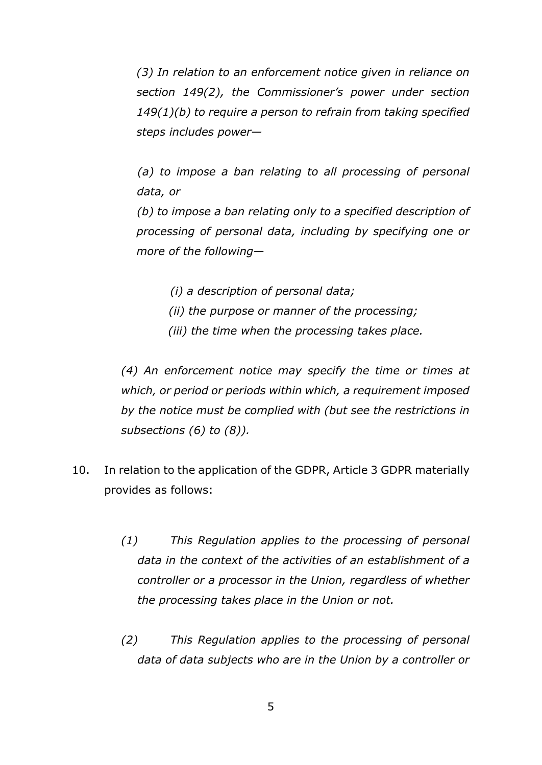*(3) In relation to an enforcement notice given in reliance on section 149(2), the Commissioner's power under section 149(1)(b) to require a person to refrain from taking specified steps includes power—*

*(a) to impose a ban relating to all processing of personal data, or*

*(b) to impose a ban relating only to a specified description of processing of personal data, including by specifying one or more of the following—*

*(i) a description of personal data;*

*(ii) the purpose or manner of the processing;*

*(iii) the time when the processing takes place.*

*(4) An enforcement notice may specify the time or times at which, or period or periods within which, a requirement imposed by the notice must be complied with (but see the restrictions in subsections (6) to (8)).*

10. In relation to the application of the GDPR, Article 3 GDPR materially provides as follows:

    *(1) This Regulation applies to the processing of personal data in the context of the activities of an establishment of a controller or a processor in the Union, regardless of whether the processing takes place in the Union or not.*

    *(2) This Regulation applies to the processing of personal data of data subjects who are in the Union by a controller or*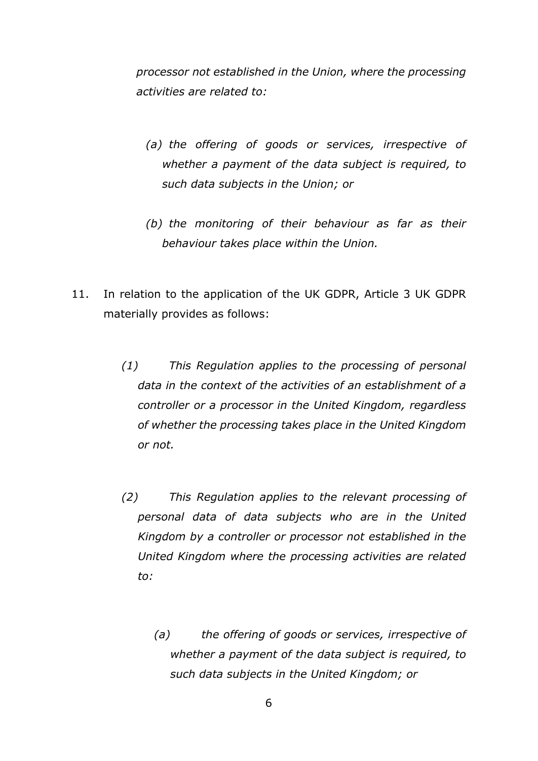*processor not established in the Union, where the processing activities are related to:*

> *(a) the offering of goods or services, irrespective of whether a payment of the data subject is required, to such data subjects in the Union; or*
>
> *(b) the monitoring of their behaviour as far as their behaviour takes place within the Union.*

11. In relation to the application of the UK GDPR, Article 3 UK GDPR materially provides as follows:

> *(1) This Regulation applies to the processing of personal data in the context of the activities of an establishment of a controller or a processor in the United Kingdom, regardless of whether the processing takes place in the United Kingdom or not.*
>
> *(2) This Regulation applies to the relevant processing of personal data of data subjects who are in the United Kingdom by a controller or processor not established in the United Kingdom where the processing activities are related to:*
>
> > *(a) the offering of goods or services, irrespective of whether a payment of the data subject is required, to such data subjects in the United Kingdom; or*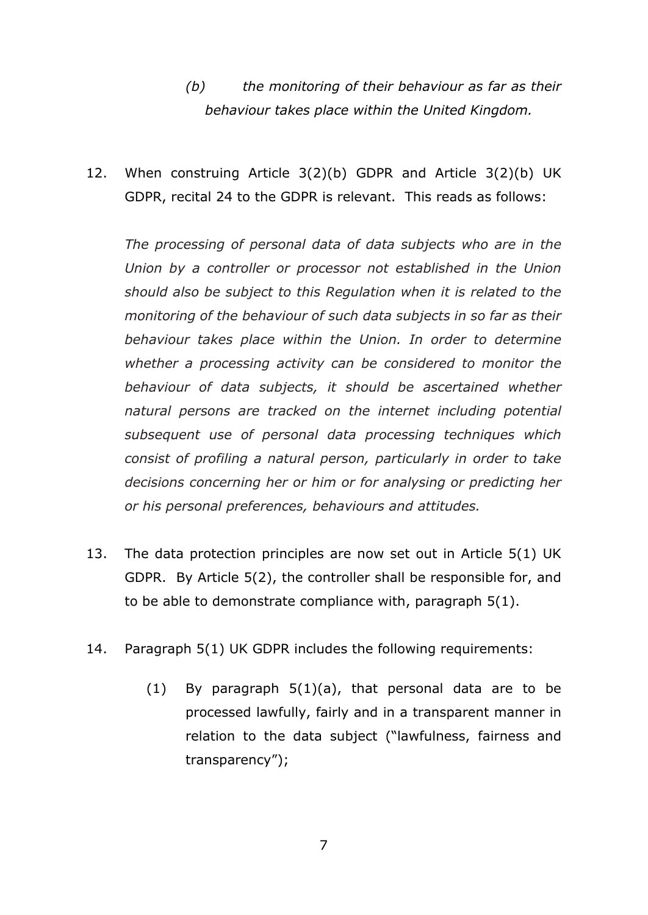> *(b) the monitoring of their behaviour as far as their behaviour takes place within the United Kingdom.*

12. When construing Article 3(2)(b) GDPR and Article 3(2)(b) UK GDPR, recital 24 to the GDPR is relevant. This reads as follows:

    *The processing of personal data of data subjects who are in the Union by a controller or processor not established in the Union should also be subject to this Regulation when it is related to the monitoring of the behaviour of such data subjects in so far as their behaviour takes place within the Union. In order to determine whether a processing activity can be considered to monitor the behaviour of data subjects, it should be ascertained whether natural persons are tracked on the internet including potential subsequent use of personal data processing techniques which consist of profiling a natural person, particularly in order to take decisions concerning her or him or for analysing or predicting her or his personal preferences, behaviours and attitudes.*

13. The data protection principles are now set out in Article 5(1) UK GDPR. By Article 5(2), the controller shall be responsible for, and to be able to demonstrate compliance with, paragraph 5(1).

14. Paragraph 5(1) UK GDPR includes the following requirements:

    (1) By paragraph 5(1)(a), that personal data are to be processed lawfully, fairly and in a transparent manner in relation to the data subject ("lawfulness, fairness and transparency");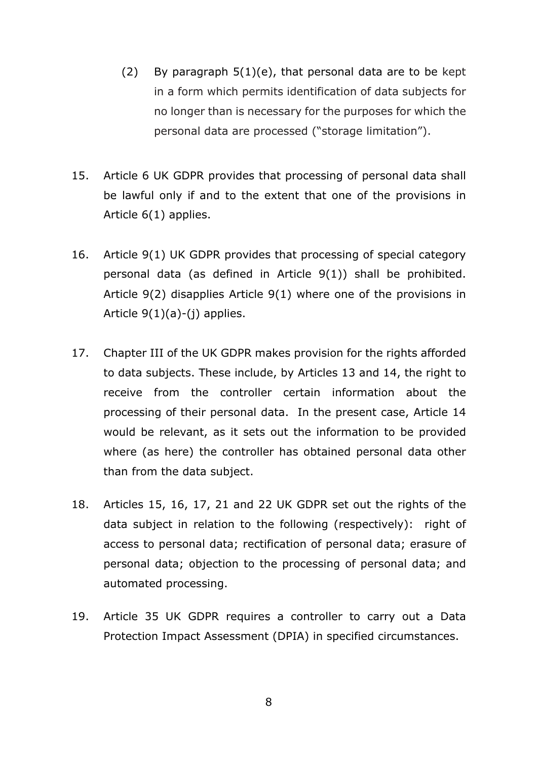(2) By paragraph 5(1)(e), that personal data are to be kept in a form which permits identification of data subjects for no longer than is necessary for the purposes for which the personal data are processed ("storage limitation").

15. Article 6 UK GDPR provides that processing of personal data shall be lawful only if and to the extent that one of the provisions in Article 6(1) applies.

16. Article 9(1) UK GDPR provides that processing of special category personal data (as defined in Article 9(1)) shall be prohibited. Article 9(2) disapplies Article 9(1) where one of the provisions in Article 9(1)(a)-(j) applies.

17. Chapter III of the UK GDPR makes provision for the rights afforded to data subjects. These include, by Articles 13 and 14, the right to receive from the controller certain information about the processing of their personal data. In the present case, Article 14 would be relevant, as it sets out the information to be provided where (as here) the controller has obtained personal data other than from the data subject.

18. Articles 15, 16, 17, 21 and 22 UK GDPR set out the rights of the data subject in relation to the following (respectively): right of access to personal data; rectification of personal data; erasure of personal data; objection to the processing of personal data; and automated processing.

19. Article 35 UK GDPR requires a controller to carry out a Data Protection Impact Assessment (DPIA) in specified circumstances.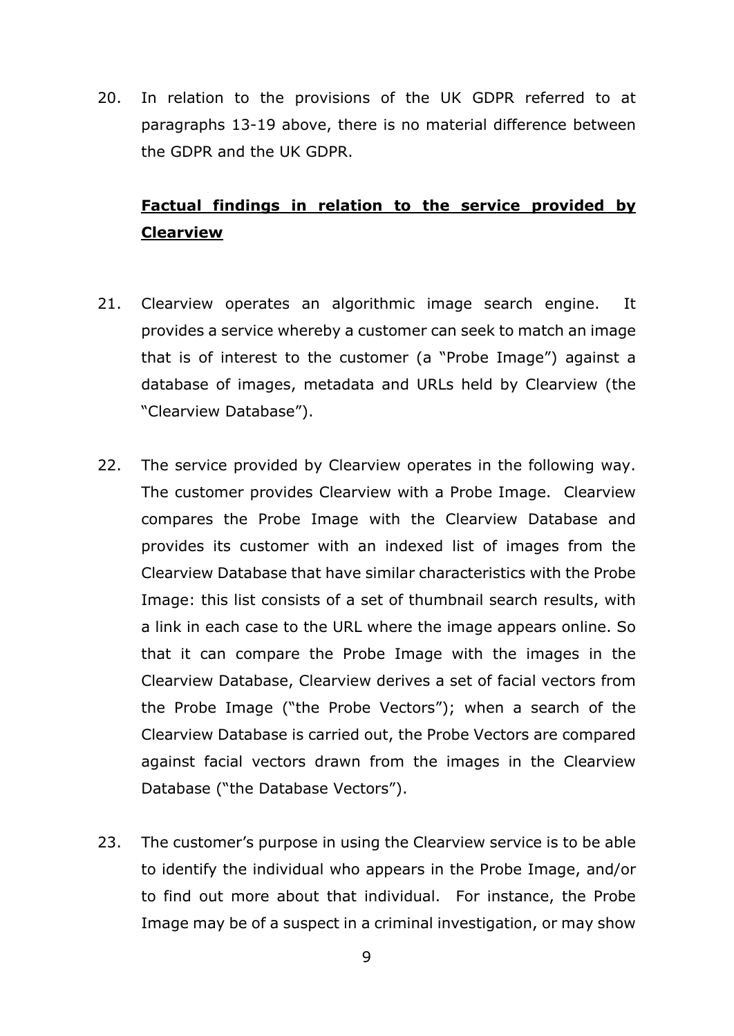20. In relation to the provisions of the UK GDPR referred to at paragraphs 13-19 above, there is no material difference between the GDPR and the UK GDPR.

## **Factual findings in relation to the service provided by Clearview**

21. Clearview operates an algorithmic image search engine. It provides a service whereby a customer can seek to match an image that is of interest to the customer (a "Probe Image") against a database of images, metadata and URLs held by Clearview (the "Clearview Database").

22. The service provided by Clearview operates in the following way. The customer provides Clearview with a Probe Image. Clearview compares the Probe Image with the Clearview Database and provides its customer with an indexed list of images from the Clearview Database that have similar characteristics with the Probe Image: this list consists of a set of thumbnail search results, with a link in each case to the URL where the image appears online. So that it can compare the Probe Image with the images in the Clearview Database, Clearview derives a set of facial vectors from the Probe Image ("the Probe Vectors"); when a search of the Clearview Database is carried out, the Probe Vectors are compared against facial vectors drawn from the images in the Clearview Database ("the Database Vectors").

23. The customer's purpose in using the Clearview service is to be able to identify the individual who appears in the Probe Image, and/or to find out more about that individual. For instance, the Probe Image may be of a suspect in a criminal investigation, or may show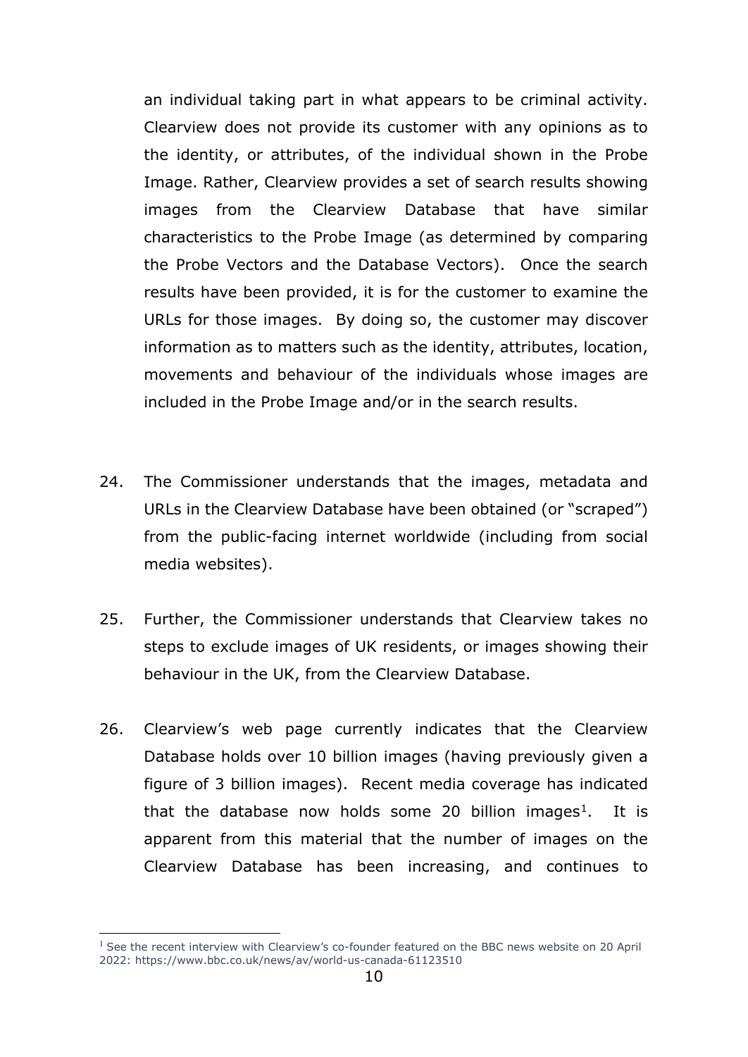an individual taking part in what appears to be criminal activity. Clearview does not provide its customer with any opinions as to the identity, or attributes, of the individual shown in the Probe Image. Rather, Clearview provides a set of search results showing images from the Clearview Database that have similar characteristics to the Probe Image (as determined by comparing the Probe Vectors and the Database Vectors). Once the search results have been provided, it is for the customer to examine the URLs for those images. By doing so, the customer may discover information as to matters such as the identity, attributes, location, movements and behaviour of the individuals whose images are included in the Probe Image and/or in the search results.

24. The Commissioner understands that the images, metadata and URLs in the Clearview Database have been obtained (or "scraped") from the public-facing internet worldwide (including from social media websites).

25. Further, the Commissioner understands that Clearview takes no steps to exclude images of UK residents, or images showing their behaviour in the UK, from the Clearview Database.

26. Clearview's web page currently indicates that the Clearview Database holds over 10 billion images (having previously given a figure of 3 billion images). Recent media coverage has indicated that the database now holds some 20 billion images[1]. It is apparent from this material that the number of images on the Clearview Database has been increasing, and continues to

[1] See the recent interview with Clearview's co-founder featured on the BBC news website on 20 April 2022: https://www.bbc.co.uk/news/av/world-us-canada-61123510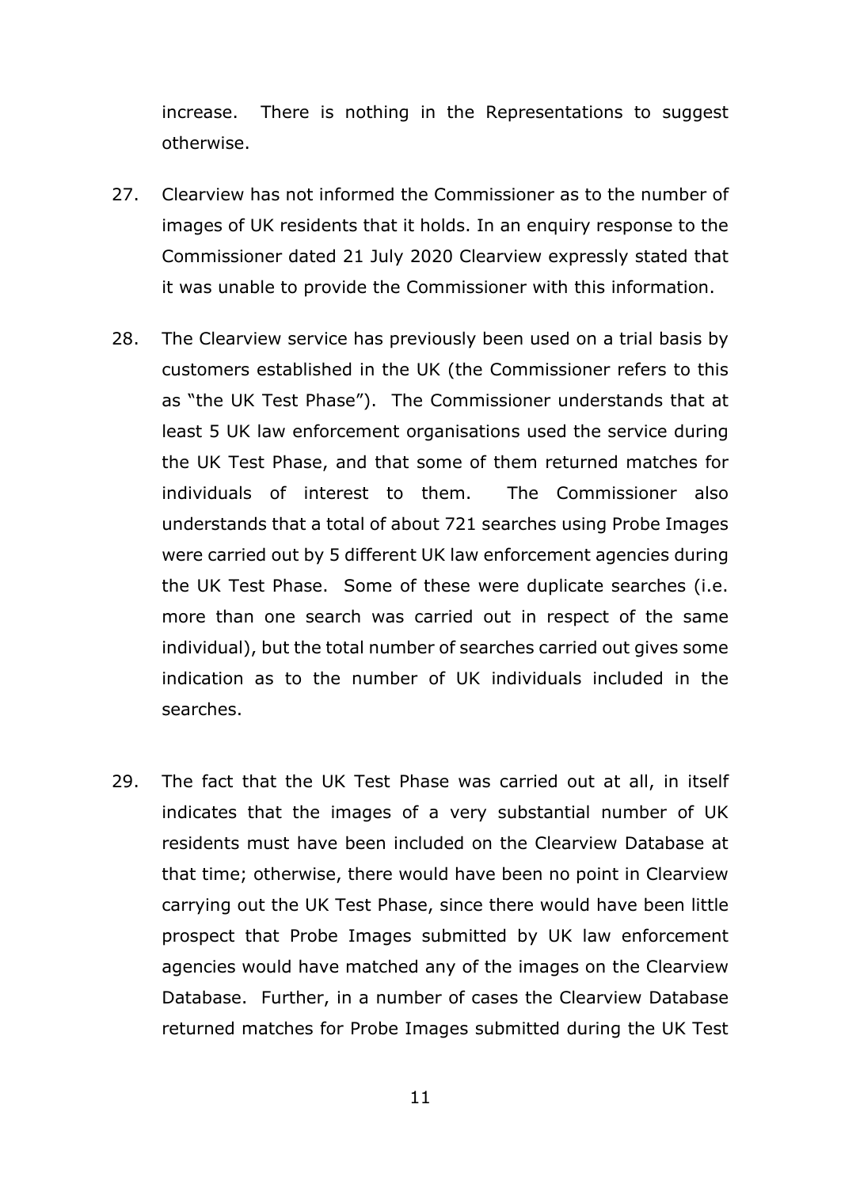increase. There is nothing in the Representations to suggest otherwise.

27. Clearview has not informed the Commissioner as to the number of images of UK residents that it holds. In an enquiry response to the Commissioner dated 21 July 2020 Clearview expressly stated that it was unable to provide the Commissioner with this information.

28. The Clearview service has previously been used on a trial basis by customers established in the UK (the Commissioner refers to this as "the UK Test Phase"). The Commissioner understands that at least 5 UK law enforcement organisations used the service during the UK Test Phase, and that some of them returned matches for individuals of interest to them. The Commissioner also understands that a total of about 721 searches using Probe Images were carried out by 5 different UK law enforcement agencies during the UK Test Phase. Some of these were duplicate searches (i.e. more than one search was carried out in respect of the same individual), but the total number of searches carried out gives some indication as to the number of UK individuals included in the searches.

29. The fact that the UK Test Phase was carried out at all, in itself indicates that the images of a very substantial number of UK residents must have been included on the Clearview Database at that time; otherwise, there would have been no point in Clearview carrying out the UK Test Phase, since there would have been little prospect that Probe Images submitted by UK law enforcement agencies would have matched any of the images on the Clearview Database. Further, in a number of cases the Clearview Database returned matches for Probe Images submitted during the UK Test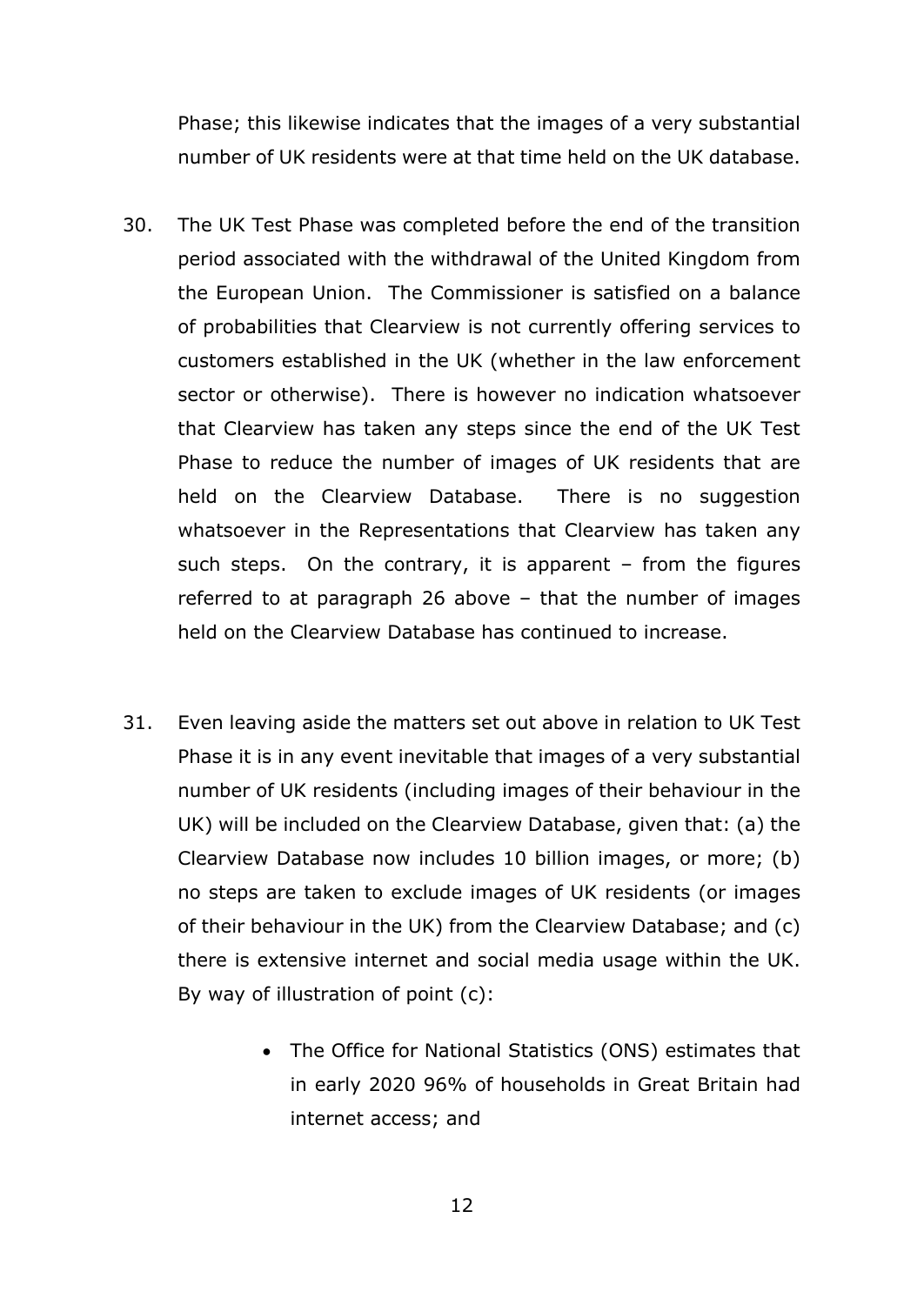Phase; this likewise indicates that the images of a very substantial number of UK residents were at that time held on the UK database.

30. The UK Test Phase was completed before the end of the transition period associated with the withdrawal of the United Kingdom from the European Union. The Commissioner is satisfied on a balance of probabilities that Clearview is not currently offering services to customers established in the UK (whether in the law enforcement sector or otherwise). There is however no indication whatsoever that Clearview has taken any steps since the end of the UK Test Phase to reduce the number of images of UK residents that are held on the Clearview Database. There is no suggestion whatsoever in the Representations that Clearview has taken any such steps. On the contrary, it is apparent – from the figures referred to at paragraph 26 above – that the number of images held on the Clearview Database has continued to increase.

31. Even leaving aside the matters set out above in relation to UK Test Phase it is in any event inevitable that images of a very substantial number of UK residents (including images of their behaviour in the UK) will be included on the Clearview Database, given that: (a) the Clearview Database now includes 10 billion images, or more; (b) no steps are taken to exclude images of UK residents (or images of their behaviour in the UK) from the Clearview Database; and (c) there is extensive internet and social media usage within the UK. By way of illustration of point (c):

    - The Office for National Statistics (ONS) estimates that in early 2020 96% of households in Great Britain had internet access; and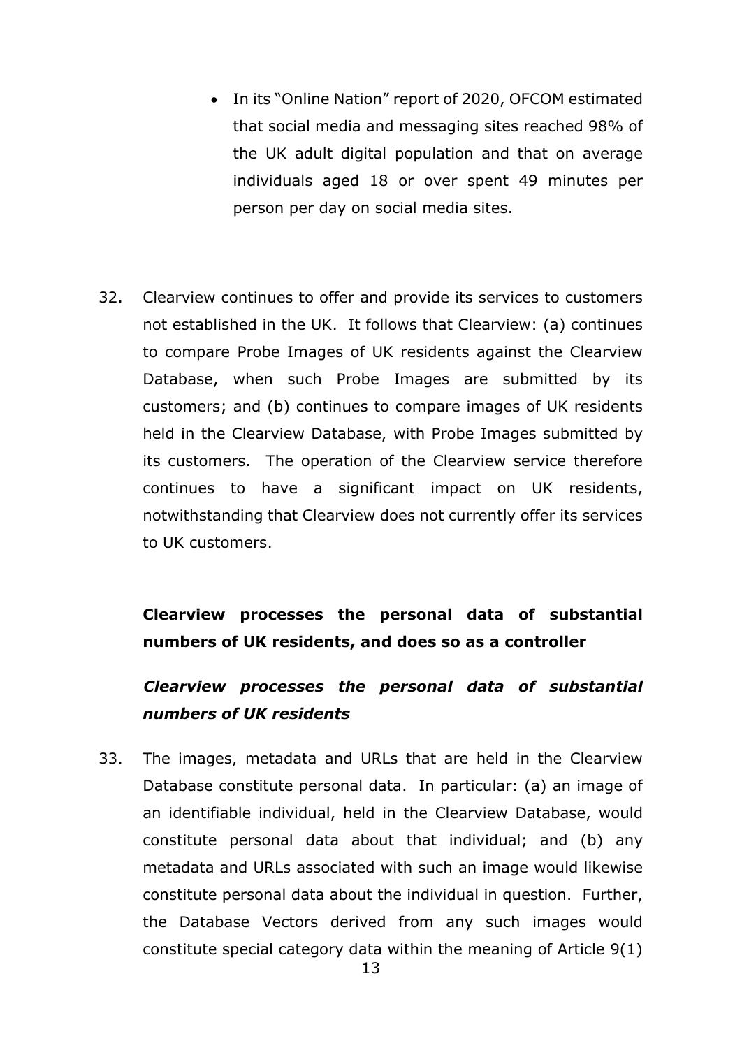- In its "Online Nation" report of 2020, OFCOM estimated that social media and messaging sites reached 98% of the UK adult digital population and that on average individuals aged 18 or over spent 49 minutes per person per day on social media sites.

32. Clearview continues to offer and provide its services to customers not established in the UK. It follows that Clearview: (a) continues to compare Probe Images of UK residents against the Clearview Database, when such Probe Images are submitted by its customers; and (b) continues to compare images of UK residents held in the Clearview Database, with Probe Images submitted by its customers. The operation of the Clearview service therefore continues to have a significant impact on UK residents, notwithstanding that Clearview does not currently offer its services to UK customers.

**Clearview processes the personal data of substantial numbers of UK residents, and does so as a controller**

***Clearview processes the personal data of substantial numbers of UK residents***

33. The images, metadata and URLs that are held in the Clearview Database constitute personal data. In particular: (a) an image of an identifiable individual, held in the Clearview Database, would constitute personal data about that individual; and (b) any metadata and URLs associated with such an image would likewise constitute personal data about the individual in question. Further, the Database Vectors derived from any such images would constitute special category data within the meaning of Article 9(1)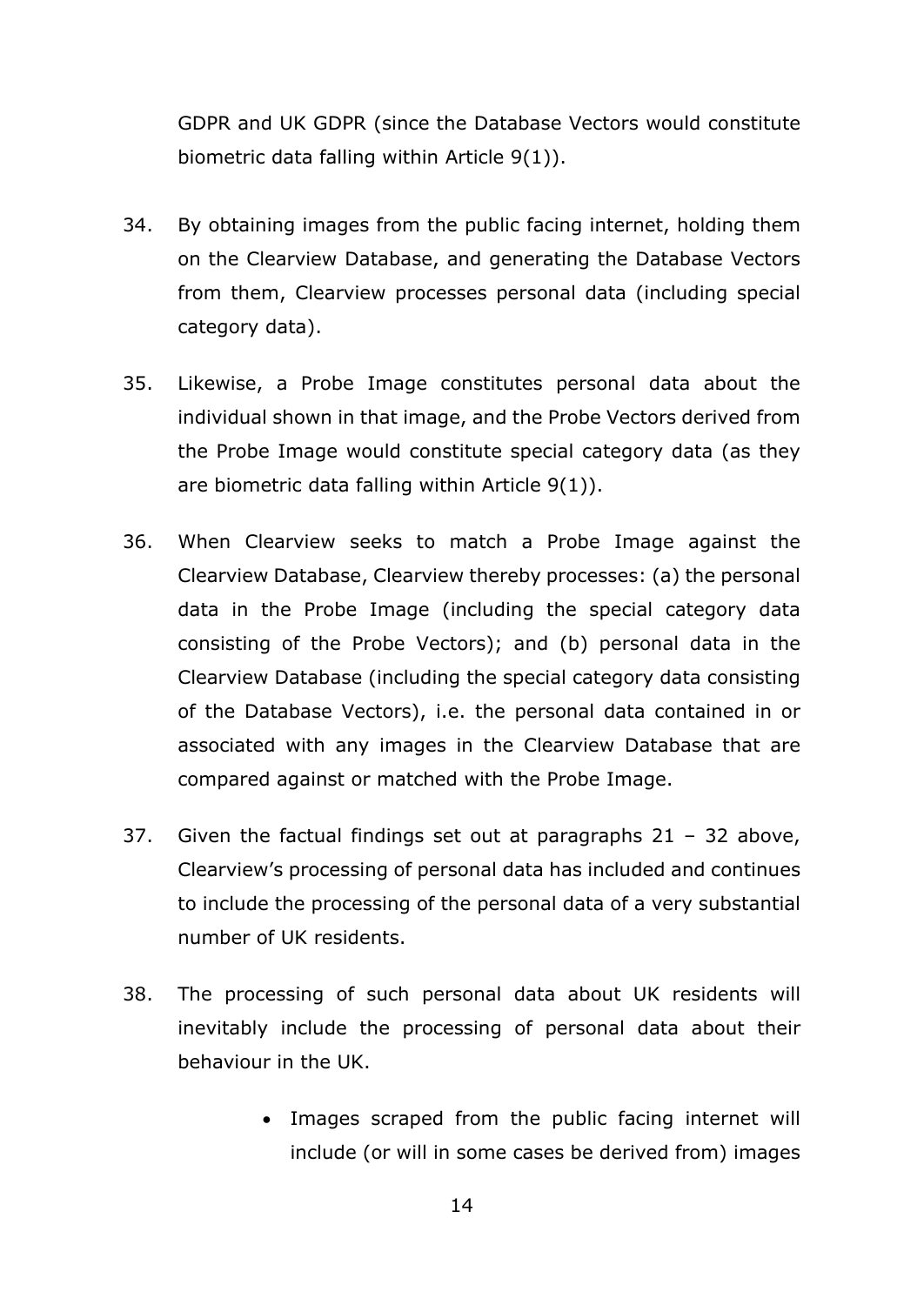GDPR and UK GDPR (since the Database Vectors would constitute biometric data falling within Article 9(1)).

34. By obtaining images from the public facing internet, holding them on the Clearview Database, and generating the Database Vectors from them, Clearview processes personal data (including special category data).

35. Likewise, a Probe Image constitutes personal data about the individual shown in that image, and the Probe Vectors derived from the Probe Image would constitute special category data (as they are biometric data falling within Article 9(1)).

36. When Clearview seeks to match a Probe Image against the Clearview Database, Clearview thereby processes: (a) the personal data in the Probe Image (including the special category data consisting of the Probe Vectors); and (b) personal data in the Clearview Database (including the special category data consisting of the Database Vectors), i.e. the personal data contained in or associated with any images in the Clearview Database that are compared against or matched with the Probe Image.

37. Given the factual findings set out at paragraphs 21 – 32 above, Clearview's processing of personal data has included and continues to include the processing of the personal data of a very substantial number of UK residents.

38. The processing of such personal data about UK residents will inevitably include the processing of personal data about their behaviour in the UK.

    - Images scraped from the public facing internet will include (or will in some cases be derived from) images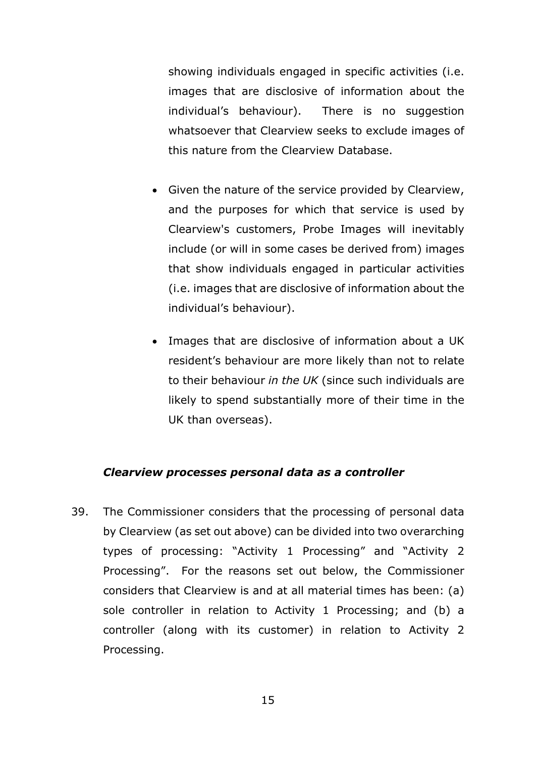showing individuals engaged in specific activities (i.e. images that are disclosive of information about the individual's behaviour). There is no suggestion whatsoever that Clearview seeks to exclude images of this nature from the Clearview Database.

- Given the nature of the service provided by Clearview, and the purposes for which that service is used by Clearview's customers, Probe Images will inevitably include (or will in some cases be derived from) images that show individuals engaged in particular activities (i.e. images that are disclosive of information about the individual's behaviour).
- Images that are disclosive of information about a UK resident's behaviour are more likely than not to relate to their behaviour *in the UK* (since such individuals are likely to spend substantially more of their time in the UK than overseas).

***Clearview processes personal data as a controller***

39. The Commissioner considers that the processing of personal data by Clearview (as set out above) can be divided into two overarching types of processing: "Activity 1 Processing" and "Activity 2 Processing". For the reasons set out below, the Commissioner considers that Clearview is and at all material times has been: (a) sole controller in relation to Activity 1 Processing; and (b) a controller (along with its customer) in relation to Activity 2 Processing.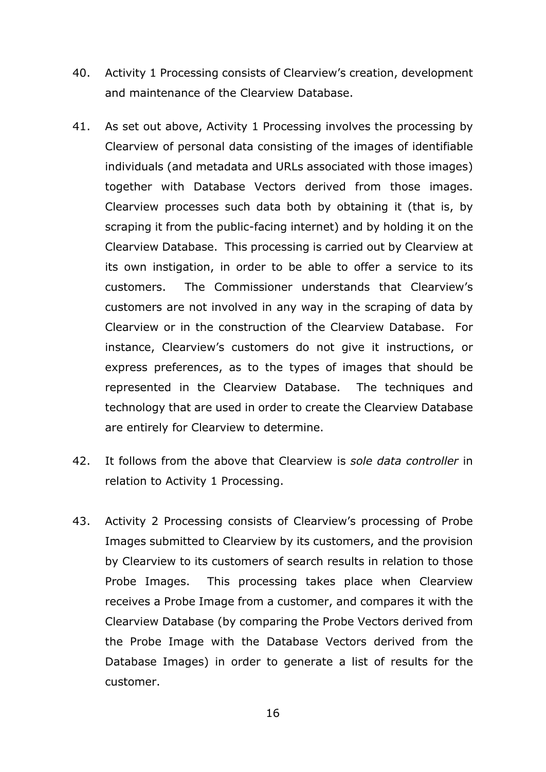40. Activity 1 Processing consists of Clearview's creation, development and maintenance of the Clearview Database.

41. As set out above, Activity 1 Processing involves the processing by Clearview of personal data consisting of the images of identifiable individuals (and metadata and URLs associated with those images) together with Database Vectors derived from those images. Clearview processes such data both by obtaining it (that is, by scraping it from the public-facing internet) and by holding it on the Clearview Database. This processing is carried out by Clearview at its own instigation, in order to be able to offer a service to its customers. The Commissioner understands that Clearview's customers are not involved in any way in the scraping of data by Clearview or in the construction of the Clearview Database. For instance, Clearview's customers do not give it instructions, or express preferences, as to the types of images that should be represented in the Clearview Database. The techniques and technology that are used in order to create the Clearview Database are entirely for Clearview to determine.

42. It follows from the above that Clearview is *sole data controller* in relation to Activity 1 Processing.

43. Activity 2 Processing consists of Clearview's processing of Probe Images submitted to Clearview by its customers, and the provision by Clearview to its customers of search results in relation to those Probe Images. This processing takes place when Clearview receives a Probe Image from a customer, and compares it with the Clearview Database (by comparing the Probe Vectors derived from the Probe Image with the Database Vectors derived from the Database Images) in order to generate a list of results for the customer.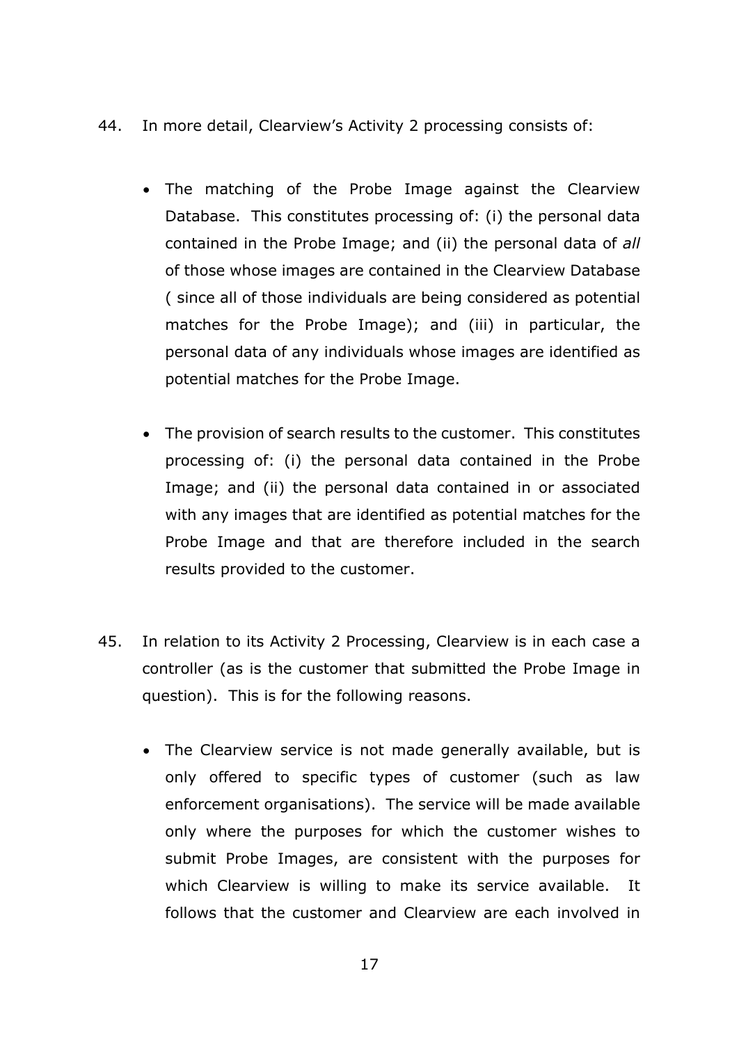44. In more detail, Clearview's Activity 2 processing consists of:

   - The matching of the Probe Image against the Clearview Database. This constitutes processing of: (i) the personal data contained in the Probe Image; and (ii) the personal data of *all* of those whose images are contained in the Clearview Database ( since all of those individuals are being considered as potential matches for the Probe Image); and (iii) in particular, the personal data of any individuals whose images are identified as potential matches for the Probe Image.

   - The provision of search results to the customer. This constitutes processing of: (i) the personal data contained in the Probe Image; and (ii) the personal data contained in or associated with any images that are identified as potential matches for the Probe Image and that are therefore included in the search results provided to the customer.

45. In relation to its Activity 2 Processing, Clearview is in each case a controller (as is the customer that submitted the Probe Image in question). This is for the following reasons.

   - The Clearview service is not made generally available, but is only offered to specific types of customer (such as law enforcement organisations). The service will be made available only where the purposes for which the customer wishes to submit Probe Images, are consistent with the purposes for which Clearview is willing to make its service available. It follows that the customer and Clearview are each involved in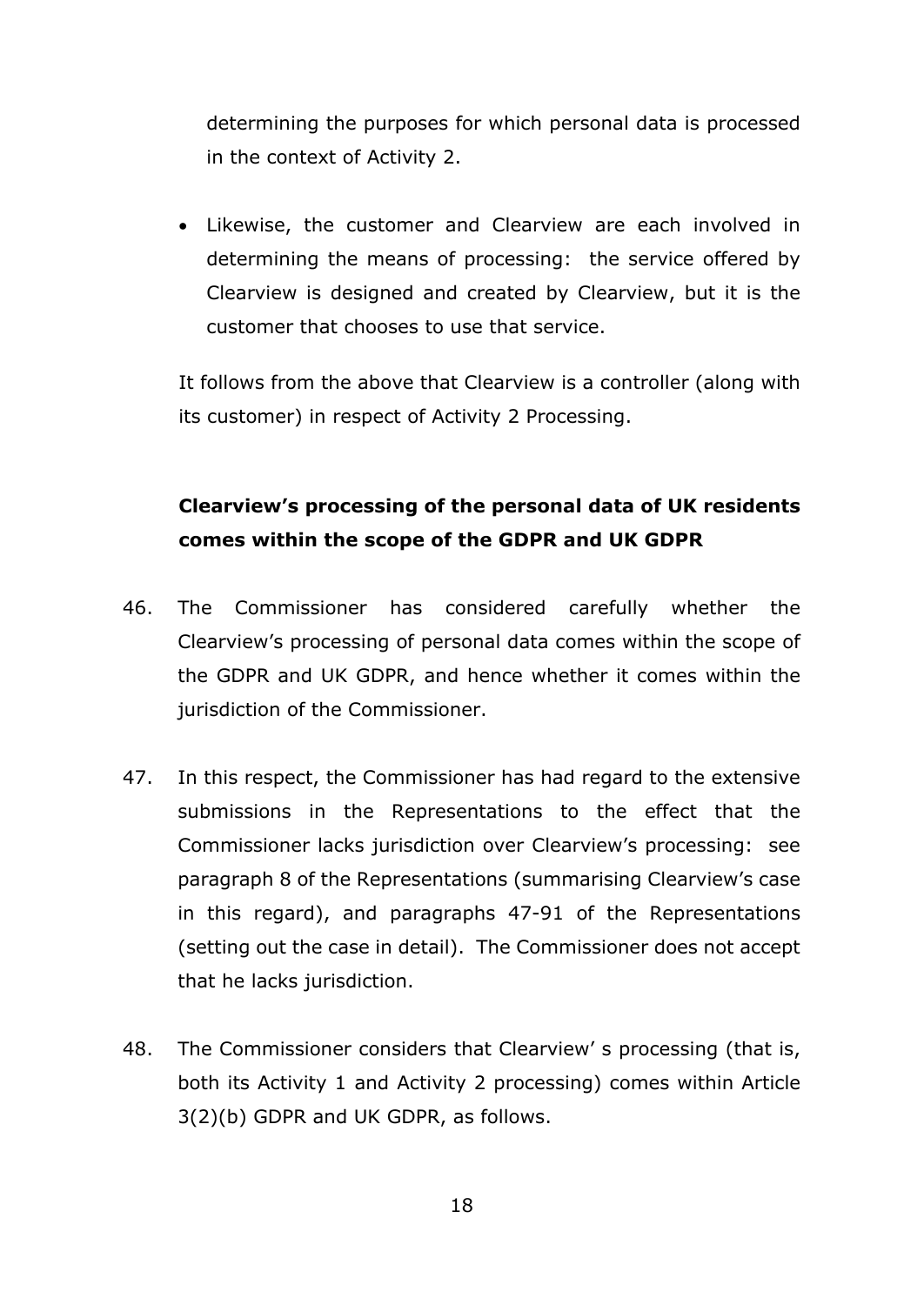determining the purposes for which personal data is processed in the context of Activity 2.

- Likewise, the customer and Clearview are each involved in determining the means of processing: the service offered by Clearview is designed and created by Clearview, but it is the customer that chooses to use that service.

It follows from the above that Clearview is a controller (along with its customer) in respect of Activity 2 Processing.

**Clearview's processing of the personal data of UK residents comes within the scope of the GDPR and UK GDPR**

46. The Commissioner has considered carefully whether the Clearview's processing of personal data comes within the scope of the GDPR and UK GDPR, and hence whether it comes within the jurisdiction of the Commissioner.

47. In this respect, the Commissioner has had regard to the extensive submissions in the Representations to the effect that the Commissioner lacks jurisdiction over Clearview's processing: see paragraph 8 of the Representations (summarising Clearview's case in this regard), and paragraphs 47-91 of the Representations (setting out the case in detail). The Commissioner does not accept that he lacks jurisdiction.

48. The Commissioner considers that Clearview' s processing (that is, both its Activity 1 and Activity 2 processing) comes within Article 3(2)(b) GDPR and UK GDPR, as follows.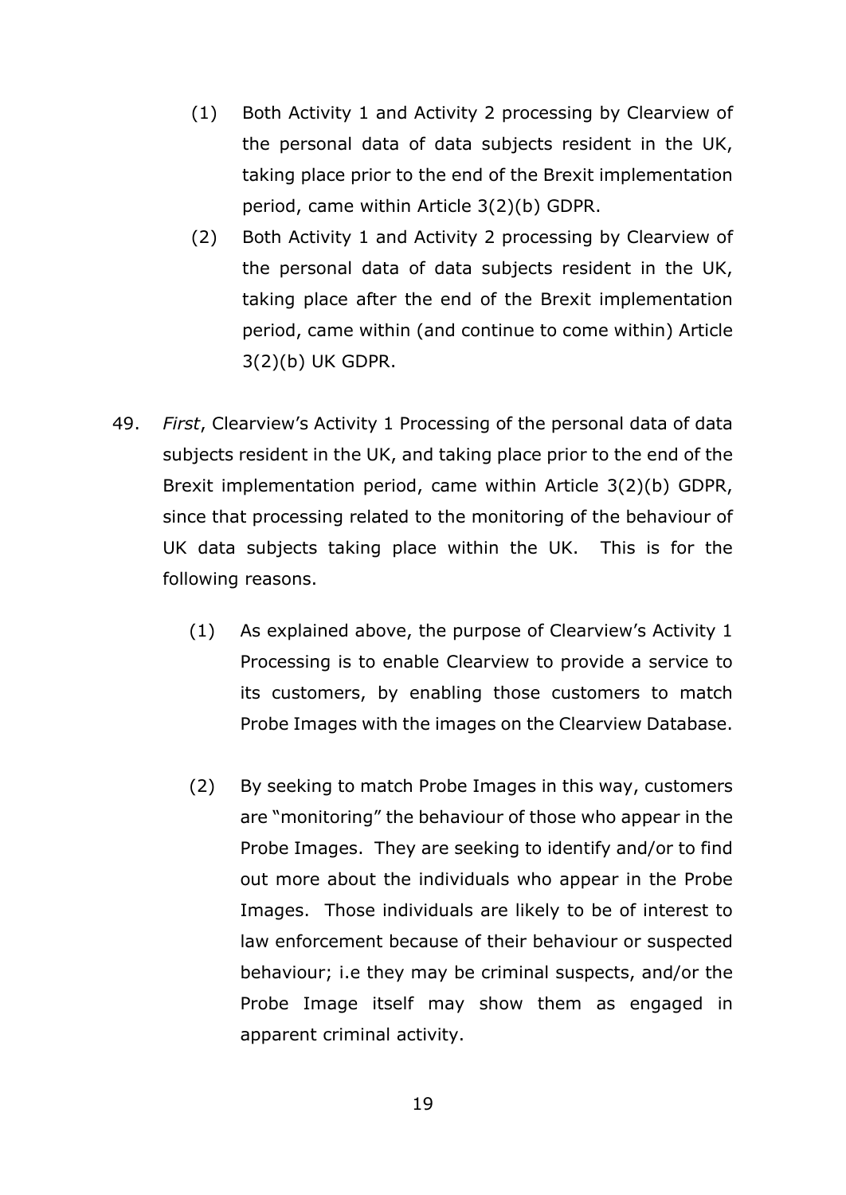(1) Both Activity 1 and Activity 2 processing by Clearview of the personal data of data subjects resident in the UK, taking place prior to the end of the Brexit implementation period, came within Article 3(2)(b) GDPR.

(2) Both Activity 1 and Activity 2 processing by Clearview of the personal data of data subjects resident in the UK, taking place after the end of the Brexit implementation period, came within (and continue to come within) Article 3(2)(b) UK GDPR.

49. *First*, Clearview's Activity 1 Processing of the personal data of data subjects resident in the UK, and taking place prior to the end of the Brexit implementation period, came within Article 3(2)(b) GDPR, since that processing related to the monitoring of the behaviour of UK data subjects taking place within the UK. This is for the following reasons.

    (1) As explained above, the purpose of Clearview's Activity 1 Processing is to enable Clearview to provide a service to its customers, by enabling those customers to match Probe Images with the images on the Clearview Database.

    (2) By seeking to match Probe Images in this way, customers are "monitoring" the behaviour of those who appear in the Probe Images. They are seeking to identify and/or to find out more about the individuals who appear in the Probe Images. Those individuals are likely to be of interest to law enforcement because of their behaviour or suspected behaviour; i.e they may be criminal suspects, and/or the Probe Image itself may show them as engaged in apparent criminal activity.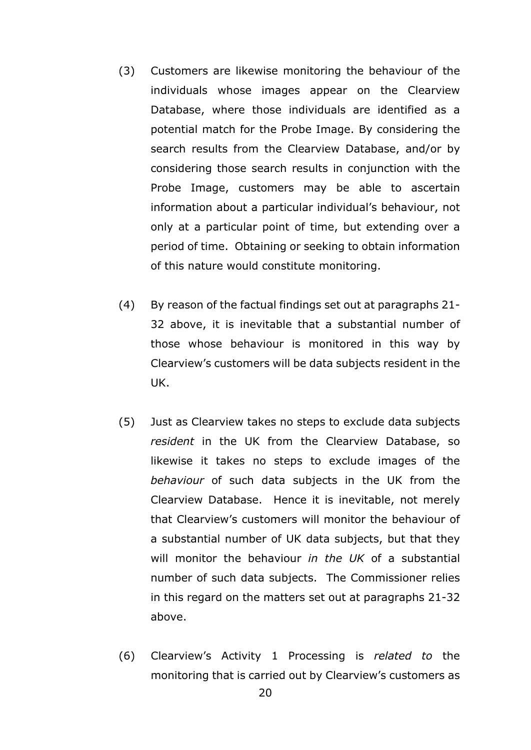(3) Customers are likewise monitoring the behaviour of the individuals whose images appear on the Clearview Database, where those individuals are identified as a potential match for the Probe Image. By considering the search results from the Clearview Database, and/or by considering those search results in conjunction with the Probe Image, customers may be able to ascertain information about a particular individual's behaviour, not only at a particular point of time, but extending over a period of time. Obtaining or seeking to obtain information of this nature would constitute monitoring.

(4) By reason of the factual findings set out at paragraphs 21-32 above, it is inevitable that a substantial number of those whose behaviour is monitored in this way by Clearview's customers will be data subjects resident in the UK.

(5) Just as Clearview takes no steps to exclude data subjects *resident* in the UK from the Clearview Database, so likewise it takes no steps to exclude images of the *behaviour* of such data subjects in the UK from the Clearview Database. Hence it is inevitable, not merely that Clearview's customers will monitor the behaviour of a substantial number of UK data subjects, but that they will monitor the behaviour *in the UK* of a substantial number of such data subjects. The Commissioner relies in this regard on the matters set out at paragraphs 21-32 above.

(6) Clearview's Activity 1 Processing is *related to* the monitoring that is carried out by Clearview's customers as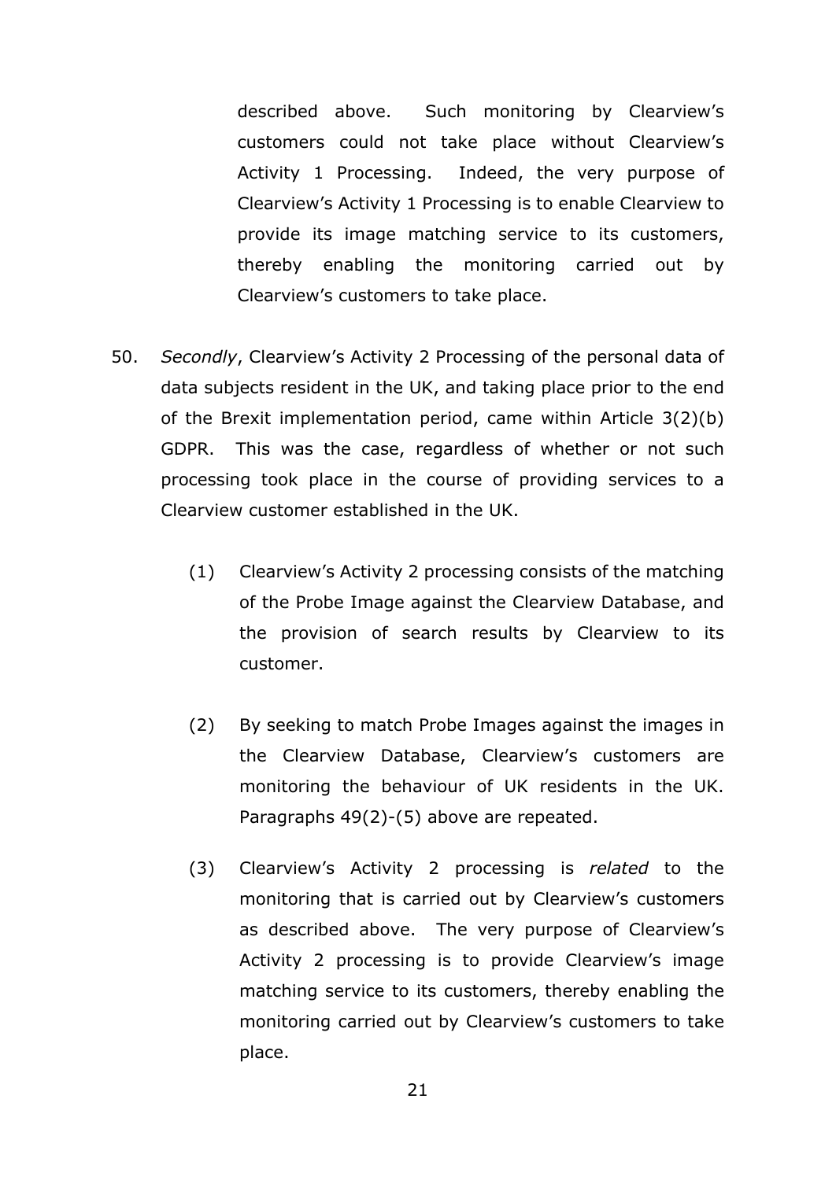described above. Such monitoring by Clearview's customers could not take place without Clearview's Activity 1 Processing. Indeed, the very purpose of Clearview's Activity 1 Processing is to enable Clearview to provide its image matching service to its customers, thereby enabling the monitoring carried out by Clearview's customers to take place.

50. *Secondly*, Clearview's Activity 2 Processing of the personal data of data subjects resident in the UK, and taking place prior to the end of the Brexit implementation period, came within Article 3(2)(b) GDPR. This was the case, regardless of whether or not such processing took place in the course of providing services to a Clearview customer established in the UK.

    (1) Clearview's Activity 2 processing consists of the matching of the Probe Image against the Clearview Database, and the provision of search results by Clearview to its customer.

    (2) By seeking to match Probe Images against the images in the Clearview Database, Clearview's customers are monitoring the behaviour of UK residents in the UK. Paragraphs 49(2)-(5) above are repeated.

    (3) Clearview's Activity 2 processing is *related* to the monitoring that is carried out by Clearview's customers as described above. The very purpose of Clearview's Activity 2 processing is to provide Clearview's image matching service to its customers, thereby enabling the monitoring carried out by Clearview's customers to take place.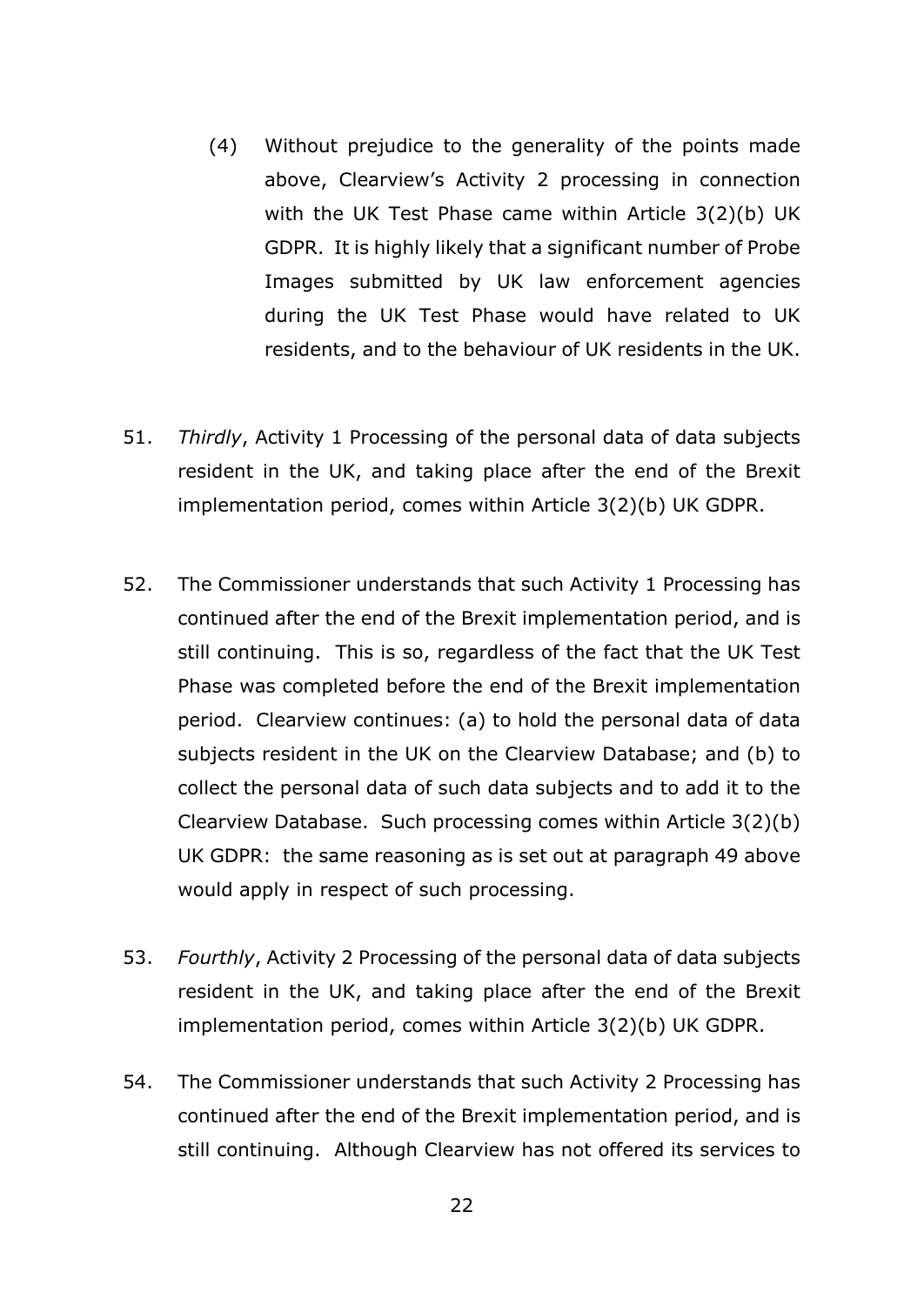(4) Without prejudice to the generality of the points made above, Clearview's Activity 2 processing in connection with the UK Test Phase came within Article 3(2)(b) UK GDPR. It is highly likely that a significant number of Probe Images submitted by UK law enforcement agencies during the UK Test Phase would have related to UK residents, and to the behaviour of UK residents in the UK.

51. *Thirdly*, Activity 1 Processing of the personal data of data subjects resident in the UK, and taking place after the end of the Brexit implementation period, comes within Article 3(2)(b) UK GDPR.

52. The Commissioner understands that such Activity 1 Processing has continued after the end of the Brexit implementation period, and is still continuing. This is so, regardless of the fact that the UK Test Phase was completed before the end of the Brexit implementation period. Clearview continues: (a) to hold the personal data of data subjects resident in the UK on the Clearview Database; and (b) to collect the personal data of such data subjects and to add it to the Clearview Database. Such processing comes within Article 3(2)(b) UK GDPR: the same reasoning as is set out at paragraph 49 above would apply in respect of such processing.

53. *Fourthly*, Activity 2 Processing of the personal data of data subjects resident in the UK, and taking place after the end of the Brexit implementation period, comes within Article 3(2)(b) UK GDPR.

54. The Commissioner understands that such Activity 2 Processing has continued after the end of the Brexit implementation period, and is still continuing. Although Clearview has not offered its services to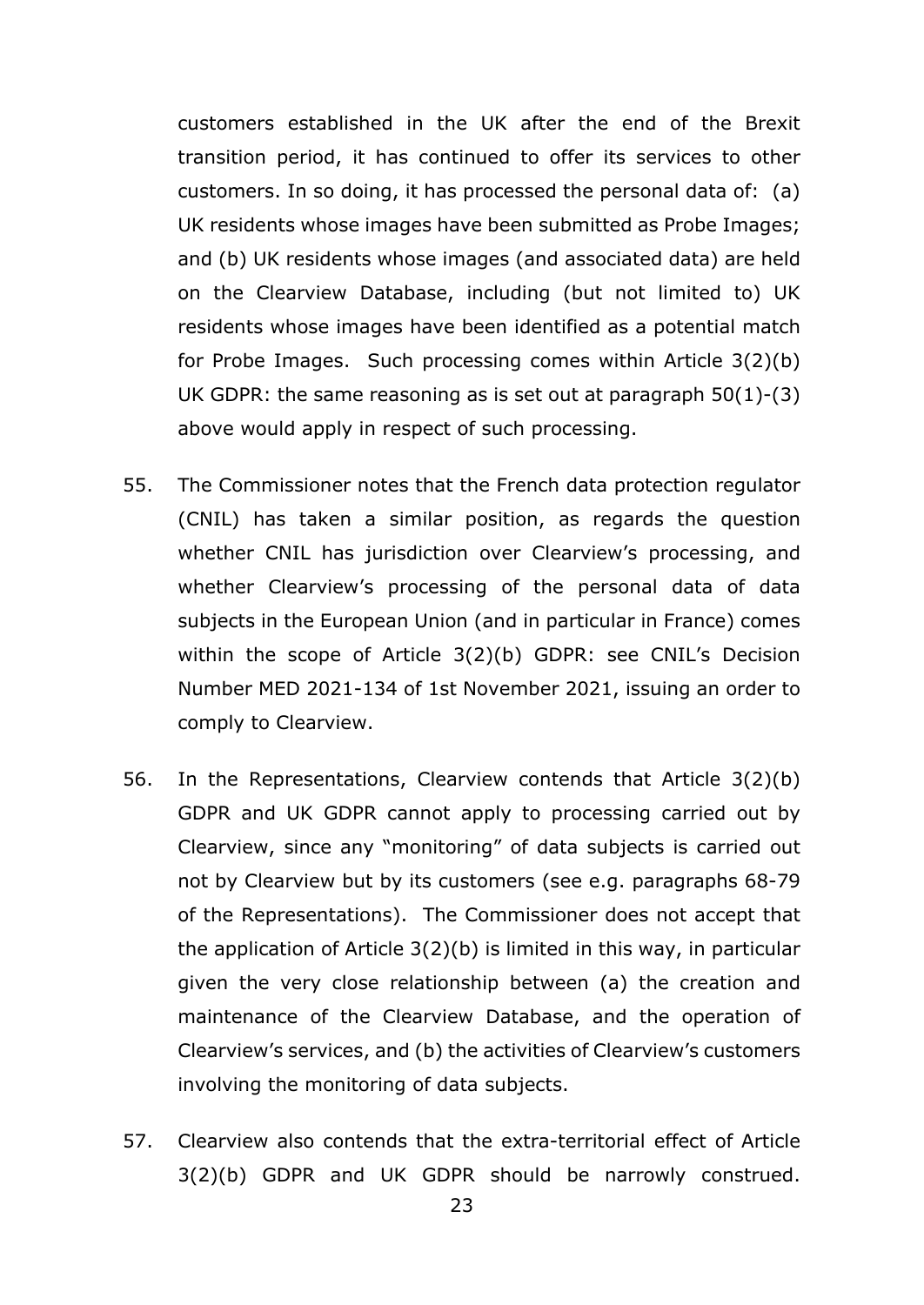customers established in the UK after the end of the Brexit transition period, it has continued to offer its services to other customers. In so doing, it has processed the personal data of: (a) UK residents whose images have been submitted as Probe Images; and (b) UK residents whose images (and associated data) are held on the Clearview Database, including (but not limited to) UK residents whose images have been identified as a potential match for Probe Images. Such processing comes within Article 3(2)(b) UK GDPR: the same reasoning as is set out at paragraph 50(1)-(3) above would apply in respect of such processing.

55. The Commissioner notes that the French data protection regulator (CNIL) has taken a similar position, as regards the question whether CNIL has jurisdiction over Clearview's processing, and whether Clearview's processing of the personal data of data subjects in the European Union (and in particular in France) comes within the scope of Article 3(2)(b) GDPR: see CNIL's Decision Number MED 2021-134 of 1st November 2021, issuing an order to comply to Clearview.

56. In the Representations, Clearview contends that Article 3(2)(b) GDPR and UK GDPR cannot apply to processing carried out by Clearview, since any "monitoring" of data subjects is carried out not by Clearview but by its customers (see e.g. paragraphs 68-79 of the Representations). The Commissioner does not accept that the application of Article 3(2)(b) is limited in this way, in particular given the very close relationship between (a) the creation and maintenance of the Clearview Database, and the operation of Clearview's services, and (b) the activities of Clearview's customers involving the monitoring of data subjects.

57. Clearview also contends that the extra-territorial effect of Article 3(2)(b) GDPR and UK GDPR should be narrowly construed.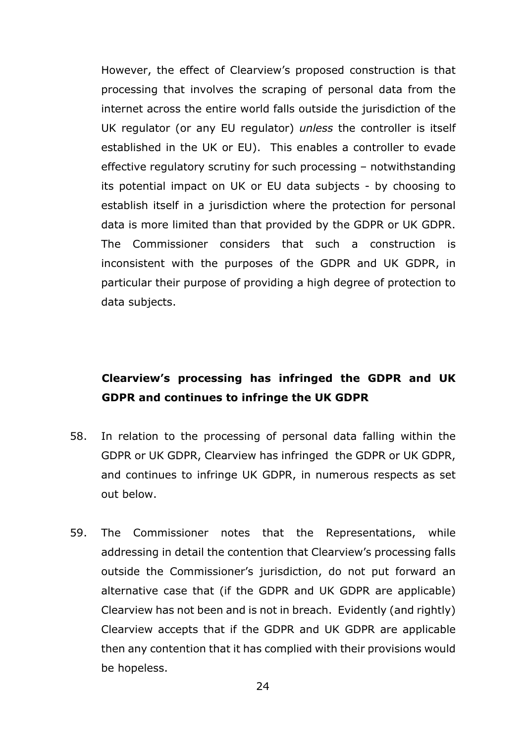However, the effect of Clearview's proposed construction is that processing that involves the scraping of personal data from the internet across the entire world falls outside the jurisdiction of the UK regulator (or any EU regulator) *unless* the controller is itself established in the UK or EU). This enables a controller to evade effective regulatory scrutiny for such processing – notwithstanding its potential impact on UK or EU data subjects - by choosing to establish itself in a jurisdiction where the protection for personal data is more limited than that provided by the GDPR or UK GDPR. The Commissioner considers that such a construction is inconsistent with the purposes of the GDPR and UK GDPR, in particular their purpose of providing a high degree of protection to data subjects.

**Clearview's processing has infringed the GDPR and UK GDPR and continues to infringe the UK GDPR**

58. In relation to the processing of personal data falling within the GDPR or UK GDPR, Clearview has infringed the GDPR or UK GDPR, and continues to infringe UK GDPR, in numerous respects as set out below.

59. The Commissioner notes that the Representations, while addressing in detail the contention that Clearview's processing falls outside the Commissioner's jurisdiction, do not put forward an alternative case that (if the GDPR and UK GDPR are applicable) Clearview has not been and is not in breach. Evidently (and rightly) Clearview accepts that if the GDPR and UK GDPR are applicable then any contention that it has complied with their provisions would be hopeless.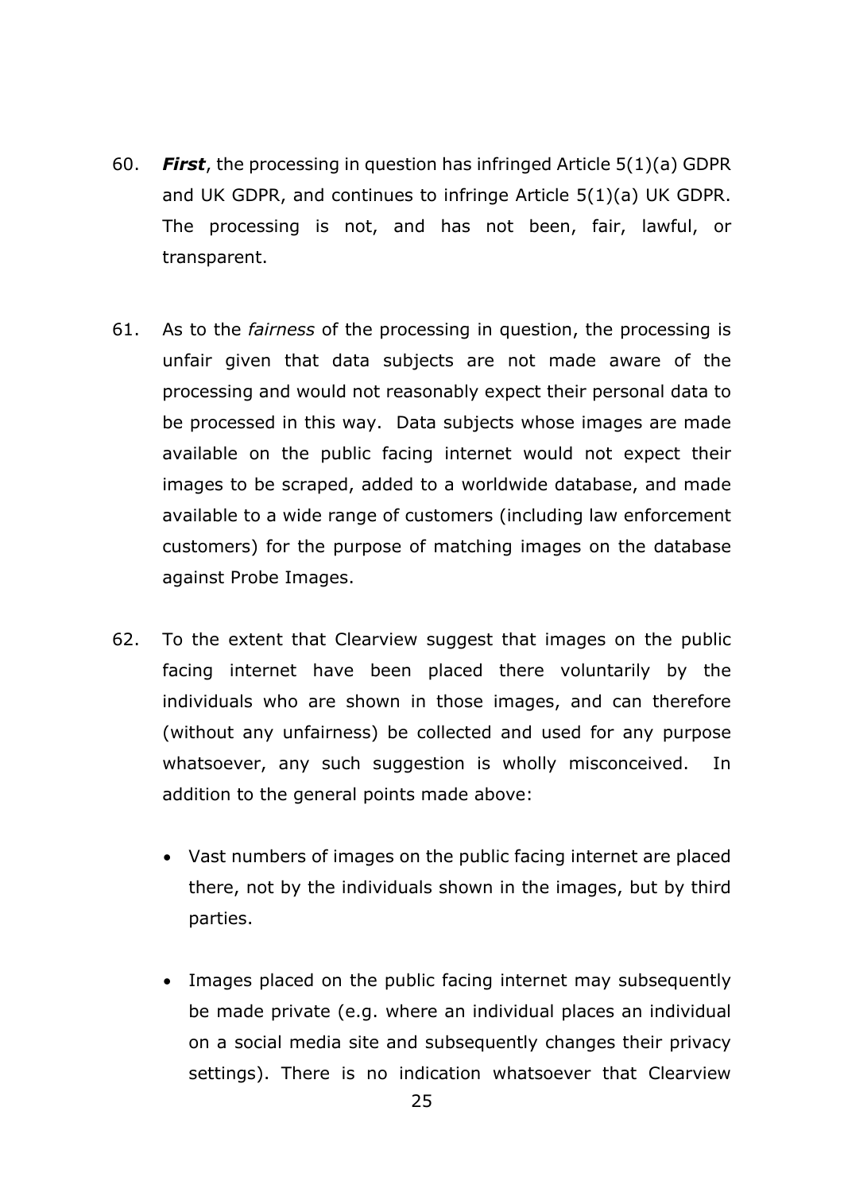60. ***First***, the processing in question has infringed Article 5(1)(a) GDPR and UK GDPR, and continues to infringe Article 5(1)(a) UK GDPR. The processing is not, and has not been, fair, lawful, or transparent.

61. As to the *fairness* of the processing in question, the processing is unfair given that data subjects are not made aware of the processing and would not reasonably expect their personal data to be processed in this way. Data subjects whose images are made available on the public facing internet would not expect their images to be scraped, added to a worldwide database, and made available to a wide range of customers (including law enforcement customers) for the purpose of matching images on the database against Probe Images.

62. To the extent that Clearview suggest that images on the public facing internet have been placed there voluntarily by the individuals who are shown in those images, and can therefore (without any unfairness) be collected and used for any purpose whatsoever, any such suggestion is wholly misconceived. In addition to the general points made above:

    - Vast numbers of images on the public facing internet are placed there, not by the individuals shown in the images, but by third parties.

    - Images placed on the public facing internet may subsequently be made private (e.g. where an individual places an individual on a social media site and subsequently changes their privacy settings). There is no indication whatsoever that Clearview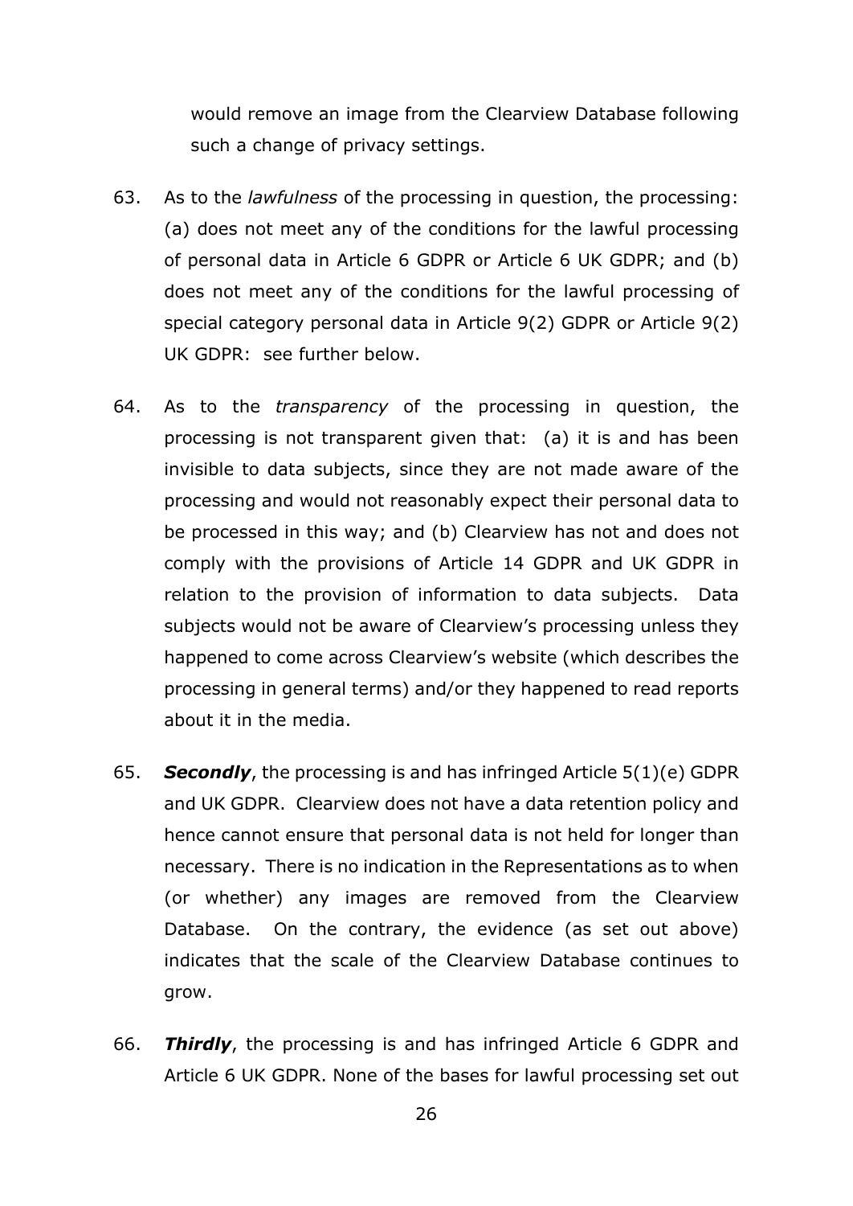would remove an image from the Clearview Database following such a change of privacy settings.

63. As to the *lawfulness* of the processing in question, the processing: (a) does not meet any of the conditions for the lawful processing of personal data in Article 6 GDPR or Article 6 UK GDPR; and (b) does not meet any of the conditions for the lawful processing of special category personal data in Article 9(2) GDPR or Article 9(2) UK GDPR: see further below.

64. As to the *transparency* of the processing in question, the processing is not transparent given that: (a) it is and has been invisible to data subjects, since they are not made aware of the processing and would not reasonably expect their personal data to be processed in this way; and (b) Clearview has not and does not comply with the provisions of Article 14 GDPR and UK GDPR in relation to the provision of information to data subjects. Data subjects would not be aware of Clearview's processing unless they happened to come across Clearview's website (which describes the processing in general terms) and/or they happened to read reports about it in the media.

65. ***Secondly***, the processing is and has infringed Article 5(1)(e) GDPR and UK GDPR. Clearview does not have a data retention policy and hence cannot ensure that personal data is not held for longer than necessary. There is no indication in the Representations as to when (or whether) any images are removed from the Clearview Database. On the contrary, the evidence (as set out above) indicates that the scale of the Clearview Database continues to grow.

66. ***Thirdly***, the processing is and has infringed Article 6 GDPR and Article 6 UK GDPR. None of the bases for lawful processing set out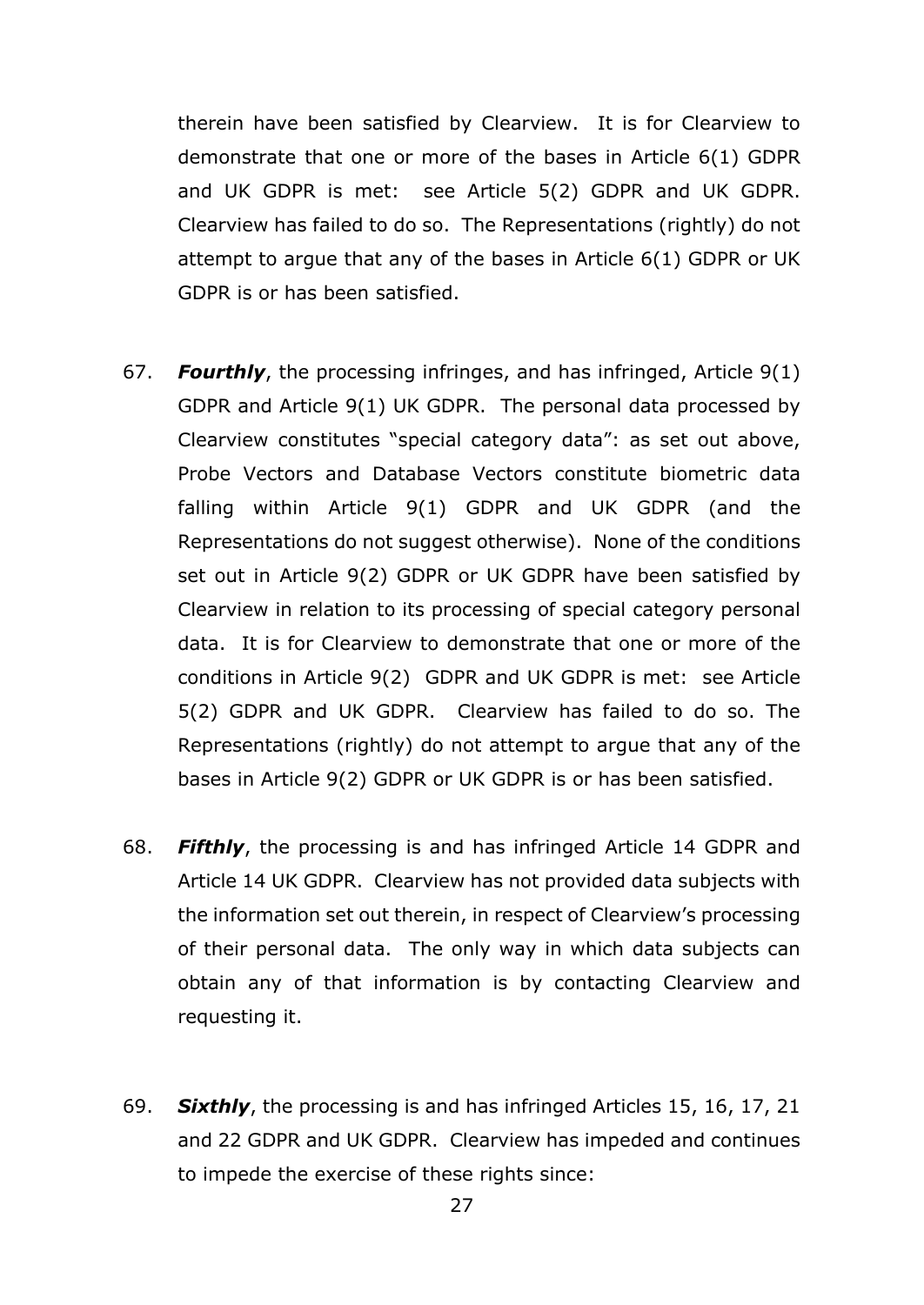therein have been satisfied by Clearview. It is for Clearview to demonstrate that one or more of the bases in Article 6(1) GDPR and UK GDPR is met: see Article 5(2) GDPR and UK GDPR. Clearview has failed to do so. The Representations (rightly) do not attempt to argue that any of the bases in Article 6(1) GDPR or UK GDPR is or has been satisfied.

67. ***Fourthly***, the processing infringes, and has infringed, Article 9(1) GDPR and Article 9(1) UK GDPR. The personal data processed by Clearview constitutes "special category data": as set out above, Probe Vectors and Database Vectors constitute biometric data falling within Article 9(1) GDPR and UK GDPR (and the Representations do not suggest otherwise). None of the conditions set out in Article 9(2) GDPR or UK GDPR have been satisfied by Clearview in relation to its processing of special category personal data. It is for Clearview to demonstrate that one or more of the conditions in Article 9(2) GDPR and UK GDPR is met: see Article 5(2) GDPR and UK GDPR. Clearview has failed to do so. The Representations (rightly) do not attempt to argue that any of the bases in Article 9(2) GDPR or UK GDPR is or has been satisfied.

68. ***Fifthly***, the processing is and has infringed Article 14 GDPR and Article 14 UK GDPR. Clearview has not provided data subjects with the information set out therein, in respect of Clearview's processing of their personal data. The only way in which data subjects can obtain any of that information is by contacting Clearview and requesting it.

69. ***Sixthly***, the processing is and has infringed Articles 15, 16, 17, 21 and 22 GDPR and UK GDPR. Clearview has impeded and continues to impede the exercise of these rights since: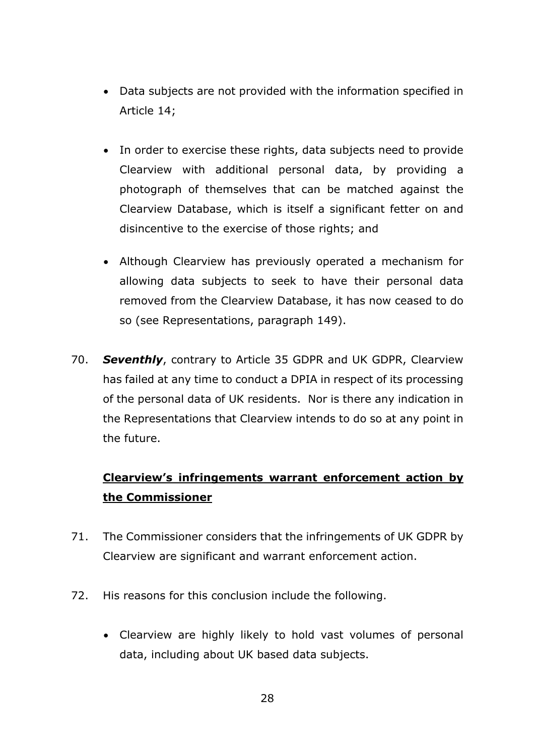- Data subjects are not provided with the information specified in Article 14;
- In order to exercise these rights, data subjects need to provide Clearview with additional personal data, by providing a photograph of themselves that can be matched against the Clearview Database, which is itself a significant fetter on and disincentive to the exercise of those rights; and
- Although Clearview has previously operated a mechanism for allowing data subjects to seek to have their personal data removed from the Clearview Database, it has now ceased to do so (see Representations, paragraph 149).

70. ***Seventhly***, contrary to Article 35 GDPR and UK GDPR, Clearview has failed at any time to conduct a DPIA in respect of its processing of the personal data of UK residents. Nor is there any indication in the Representations that Clearview intends to do so at any point in the future.

## <u>Clearview's infringements warrant enforcement action by the Commissioner</u>

71. The Commissioner considers that the infringements of UK GDPR by Clearview are significant and warrant enforcement action.

72. His reasons for this conclusion include the following.

    - Clearview are highly likely to hold vast volumes of personal data, including about UK based data subjects.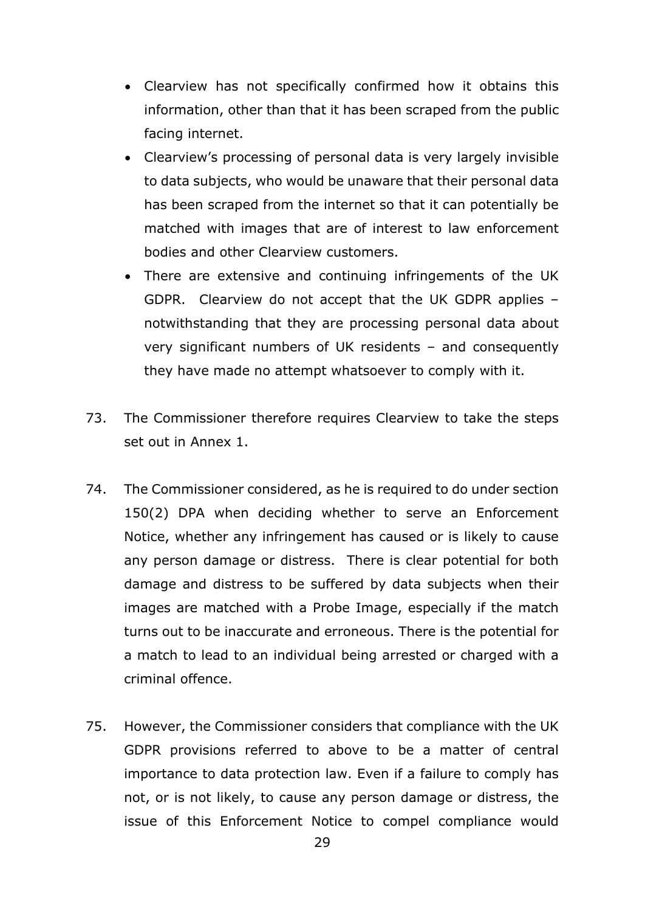- Clearview has not specifically confirmed how it obtains this information, other than that it has been scraped from the public facing internet.
- Clearview's processing of personal data is very largely invisible to data subjects, who would be unaware that their personal data has been scraped from the internet so that it can potentially be matched with images that are of interest to law enforcement bodies and other Clearview customers.
- There are extensive and continuing infringements of the UK GDPR. Clearview do not accept that the UK GDPR applies – notwithstanding that they are processing personal data about very significant numbers of UK residents – and consequently they have made no attempt whatsoever to comply with it.

73. The Commissioner therefore requires Clearview to take the steps set out in Annex 1.

74. The Commissioner considered, as he is required to do under section 150(2) DPA when deciding whether to serve an Enforcement Notice, whether any infringement has caused or is likely to cause any person damage or distress. There is clear potential for both damage and distress to be suffered by data subjects when their images are matched with a Probe Image, especially if the match turns out to be inaccurate and erroneous. There is the potential for a match to lead to an individual being arrested or charged with a criminal offence.

75. However, the Commissioner considers that compliance with the UK GDPR provisions referred to above to be a matter of central importance to data protection law. Even if a failure to comply has not, or is not likely, to cause any person damage or distress, the issue of this Enforcement Notice to compel compliance would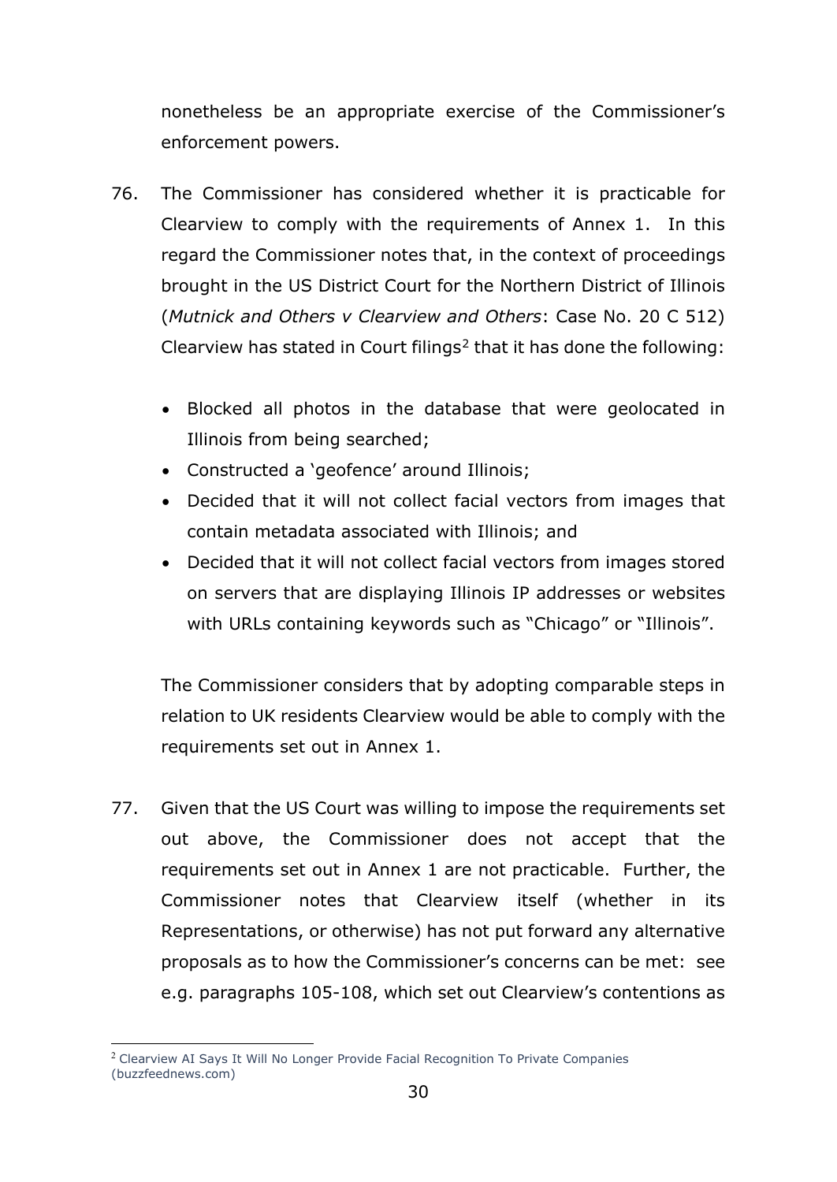nonetheless be an appropriate exercise of the Commissioner's enforcement powers.

76. The Commissioner has considered whether it is practicable for Clearview to comply with the requirements of Annex 1. In this regard the Commissioner notes that, in the context of proceedings brought in the US District Court for the Northern District of Illinois (*Mutnick and Others v Clearview and Others*: Case No. 20 C 512) Clearview has stated in Court filings[2] that it has done the following:

    - Blocked all photos in the database that were geolocated in Illinois from being searched;
    - Constructed a 'geofence' around Illinois;
    - Decided that it will not collect facial vectors from images that contain metadata associated with Illinois; and
    - Decided that it will not collect facial vectors from images stored on servers that are displaying Illinois IP addresses or websites with URLs containing keywords such as "Chicago" or "Illinois".

    The Commissioner considers that by adopting comparable steps in relation to UK residents Clearview would be able to comply with the requirements set out in Annex 1.

77. Given that the US Court was willing to impose the requirements set out above, the Commissioner does not accept that the requirements set out in Annex 1 are not practicable. Further, the Commissioner notes that Clearview itself (whether in its Representations, or otherwise) has not put forward any alternative proposals as to how the Commissioner's concerns can be met: see e.g. paragraphs 105-108, which set out Clearview's contentions as

---

[2] Clearview AI Says It Will No Longer Provide Facial Recognition To Private Companies (buzzfeednews.com)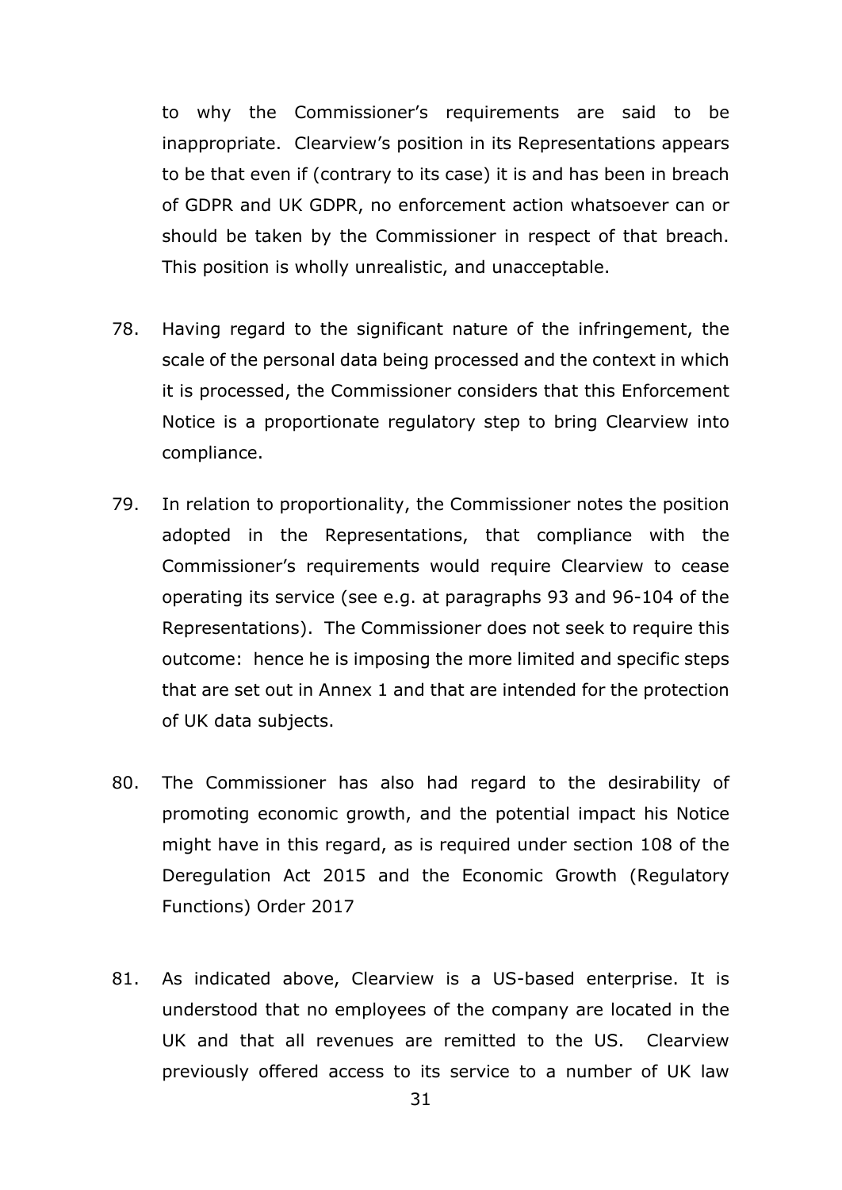to why the Commissioner's requirements are said to be inappropriate. Clearview's position in its Representations appears to be that even if (contrary to its case) it is and has been in breach of GDPR and UK GDPR, no enforcement action whatsoever can or should be taken by the Commissioner in respect of that breach. This position is wholly unrealistic, and unacceptable.

78. Having regard to the significant nature of the infringement, the scale of the personal data being processed and the context in which it is processed, the Commissioner considers that this Enforcement Notice is a proportionate regulatory step to bring Clearview into compliance.

79. In relation to proportionality, the Commissioner notes the position adopted in the Representations, that compliance with the Commissioner's requirements would require Clearview to cease operating its service (see e.g. at paragraphs 93 and 96-104 of the Representations). The Commissioner does not seek to require this outcome: hence he is imposing the more limited and specific steps that are set out in Annex 1 and that are intended for the protection of UK data subjects.

80. The Commissioner has also had regard to the desirability of promoting economic growth, and the potential impact his Notice might have in this regard, as is required under section 108 of the Deregulation Act 2015 and the Economic Growth (Regulatory Functions) Order 2017

81. As indicated above, Clearview is a US-based enterprise. It is understood that no employees of the company are located in the UK and that all revenues are remitted to the US. Clearview previously offered access to its service to a number of UK law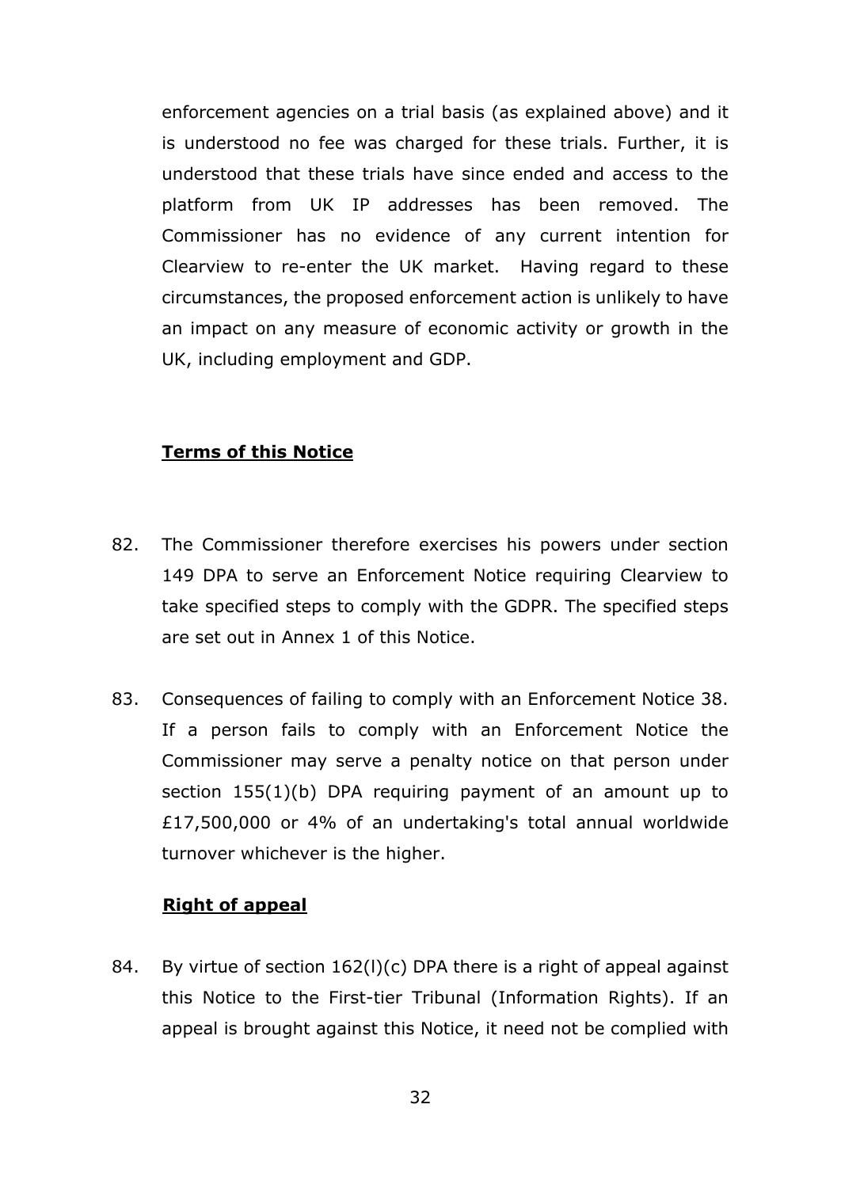enforcement agencies on a trial basis (as explained above) and it is understood no fee was charged for these trials. Further, it is understood that these trials have since ended and access to the platform from UK IP addresses has been removed. The Commissioner has no evidence of any current intention for Clearview to re-enter the UK market. Having regard to these circumstances, the proposed enforcement action is unlikely to have an impact on any measure of economic activity or growth in the UK, including employment and GDP.

## **Terms of this Notice**

82. The Commissioner therefore exercises his powers under section 149 DPA to serve an Enforcement Notice requiring Clearview to take specified steps to comply with the GDPR. The specified steps are set out in Annex 1 of this Notice.

83. Consequences of failing to comply with an Enforcement Notice 38. If a person fails to comply with an Enforcement Notice the Commissioner may serve a penalty notice on that person under section 155(1)(b) DPA requiring payment of an amount up to £17,500,000 or 4% of an undertaking's total annual worldwide turnover whichever is the higher.

## **Right of appeal**

84. By virtue of section 162(l)(c) DPA there is a right of appeal against this Notice to the First-tier Tribunal (Information Rights). If an appeal is brought against this Notice, it need not be complied with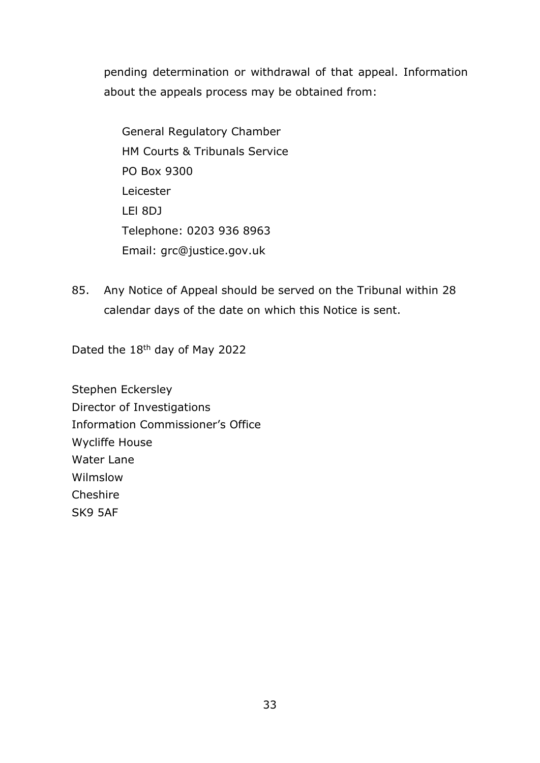pending determination or withdrawal of that appeal. Information about the appeals process may be obtained from:

General Regulatory Chamber
HM Courts & Tribunals Service
PO Box 9300
Leicester
LEl 8DJ
Telephone: 0203 936 8963
Email: grc@justice.gov.uk

85. Any Notice of Appeal should be served on the Tribunal within 28 calendar days of the date on which this Notice is sent.

Dated the 18th day of May 2022

Stephen Eckersley
Director of Investigations
Information Commissioner's Office
Wycliffe House
Water Lane
Wilmslow
Cheshire
SK9 5AF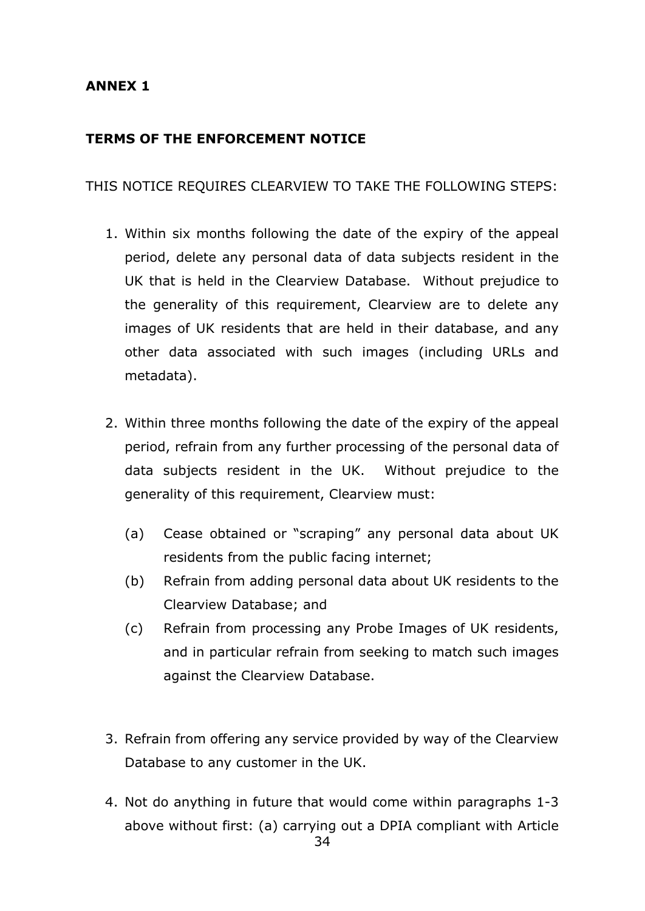**ANNEX 1**

**TERMS OF THE ENFORCEMENT NOTICE**

THIS NOTICE REQUIRES CLEARVIEW TO TAKE THE FOLLOWING STEPS:

1. Within six months following the date of the expiry of the appeal period, delete any personal data of data subjects resident in the UK that is held in the Clearview Database. Without prejudice to the generality of this requirement, Clearview are to delete any images of UK residents that are held in their database, and any other data associated with such images (including URLs and metadata).

2. Within three months following the date of the expiry of the appeal period, refrain from any further processing of the personal data of data subjects resident in the UK. Without prejudice to the generality of this requirement, Clearview must:

   (a) Cease obtained or "scraping" any personal data about UK residents from the public facing internet;

   (b) Refrain from adding personal data about UK residents to the Clearview Database; and

   (c) Refrain from processing any Probe Images of UK residents, and in particular refrain from seeking to match such images against the Clearview Database.

3. Refrain from offering any service provided by way of the Clearview Database to any customer in the UK.

4. Not do anything in future that would come within paragraphs 1-3 above without first: (a) carrying out a DPIA compliant with Article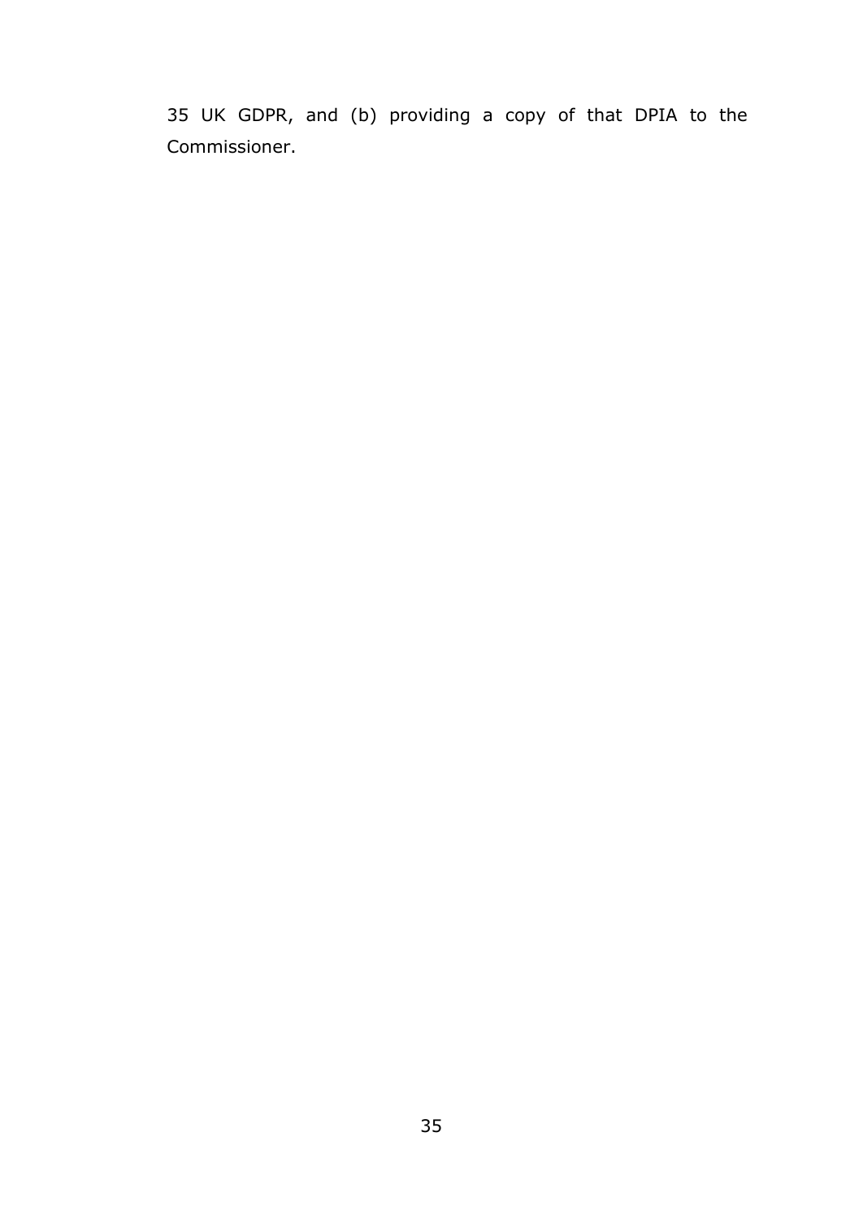35 UK GDPR, and (b) providing a copy of that DPIA to the Commissioner.